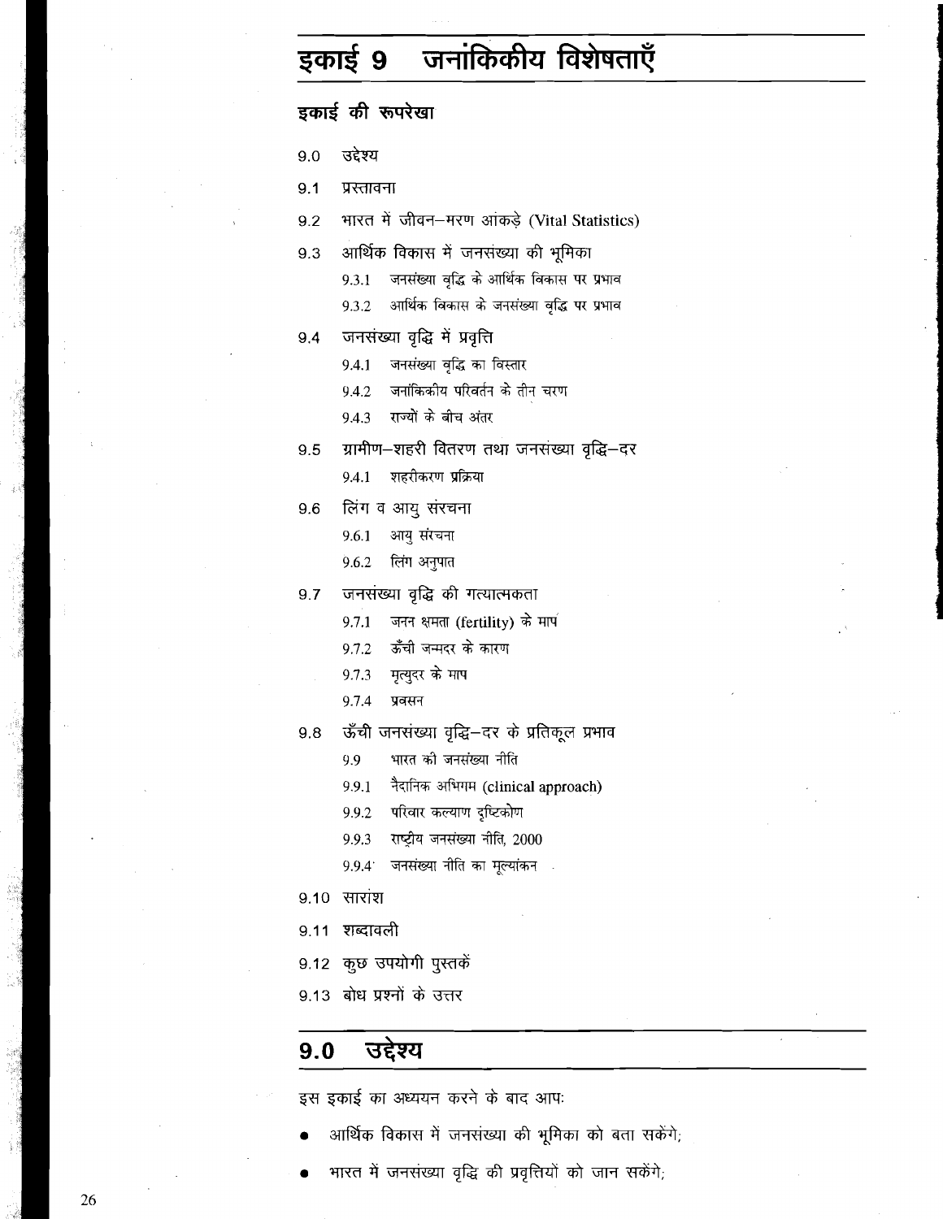# इकाई 9 जनांकिकीय विशेषताएँ

## इकाई की रूपरेखा

9.0 उद्देश्य

9.1 प्रस्तावना

9.2 भारत में जीवन–मरण आंकड़े (Vital Statistics)

9.3 आर्थिक विकास में जनसंख्या की भूमिका

- 9.3.1 जनसंख्या वृद्धि के आर्थिक विकास पर प्रभाव
- 9.3.2 आर्थिक विकास के जनसंख्या वृद्धि पर प्रभाव

9.4 जनसंख्या वृद्धि में प्रवृत्ति

- 9.4.1 जनसंख्या वृद्धि का विस्तार
- 9.4.2 जनांकिकीय परिवर्तन के तीन चरण
- 9.4.3 राज्यों के बीच अंतर

9.5 ग्रामीण–शहरी वितरण तथा जनसंख्या वृद्धि–दर

- 9.4.1 शहरीकरण प्रक्रिया

9.6 लिंग व आयु संरचना

- 9.6.1 आयु संरचना
- 9.6.2 लिंग अनुपात

9.7 जनसंख्या वृद्धि की गत्यात्मकता

- 9.7.1 जनन क्षमता (fertility) के माप
- 9.7.2 ऊँची जन्मदर के कारण
- 9.7.3 मृत्युदर के माप
- 9.7.4 प्रवसन

9.8 ऊँची जनसंख्या वृद्धि–दर के प्रतिकूल प्रभाव

- 9.9 भारत की जनसंख्या नीति
- 9.9.1 नैदानिक अभिगम (clinical approach)
- 9.9.2 परिवार कल्याण दृष्टिकोण
- 9.9.3 राष्ट्रीय जनसंख्या नीति, 2000
- 9.9.4 जनसंख्या नीति का मूल्यांकन

9.10 सारांश

9.11 शब्दावली

9.12 कुछ उपयोगी पुस्तकें

9.13 बोध प्रश्नों के उत्तर

## 9.0 उद्देश्य

इस इकाई का अध्ययन करने के बाद आपः

- आर्थिक विकास में जनसंख्या की भूमिका को बता सकेंगे;
- भारत में जनसंख्या वृद्धि की प्रवृत्तियों को जान सकेंगे;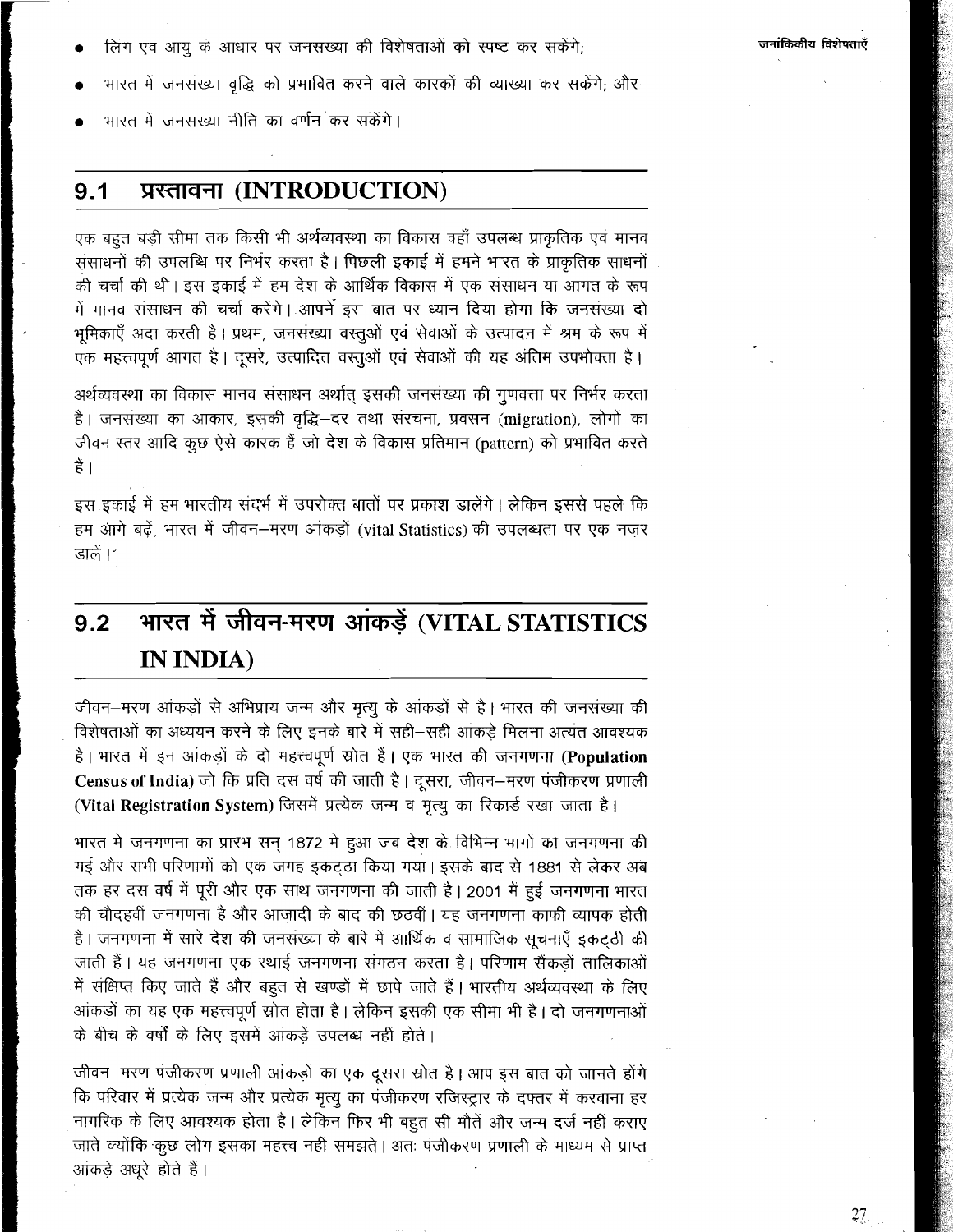- लिंग एवं आयु के आधार पर जनसंख्या की विशेषताओं को स्पष्ट कर सकेंगे;
- भारत में जनसंख्या वृद्धि को प्रभावित करने वाले कारकों की व्याख्या कर सकेंगे; और
- भारत में जनसंख्या नीति का वर्णन कर सकेंगे।

## 9.1 प्रस्तावना (INTRODUCTION)

एक बहुत बड़ी सीमा तक किसी भी अर्थव्यवस्था का विकास वहाँ उपलब्ध प्राकृतिक एवं मानव संसाधनों की उपलब्धि पर निर्भर करता है। पिछली इकाई में हमने भारत के प्राकृतिक साधनों की चर्चा की थी। इस इकाई में हम देश के आर्थिक विकास में एक संसाधन या आगत के रूप में मानव संसाधन की चर्चा करेंगे। आपने इस बात पर ध्यान दिया होगा कि जनसंख्या दो भूमिकाएँ अदा करती है। प्रथम, जनसंख्या वस्तुओं एवं सेवाओं के उत्पादन में श्रम के रूप में एक महत्त्वपूर्ण आगत है। दूसरे, उत्पादित वस्तुओं एवं सेवाओं की यह अंतिम उपभोक्ता है।

अर्थव्यवस्था का विकास मानव संसाधन अर्थात् इसकी जनसंख्या की गुणवत्ता पर निर्भर करता है। जनसंख्या का आकार, इसकी वृद्धि–दर तथा संरचना, प्रवसन (migration), लोगों का जीवन स्तर आदि कुछ ऐसे कारक हैं जो देश के विकास प्रतिमान (pattern) को प्रभावित करते हैं।

इस इकाई में हम भारतीय संदर्भ में उपरोक्त बातों पर प्रकाश डालेंगे। लेकिन इससे पहले कि हम आगे बढ़ें, भारत में जीवन–मरण आंकड़ों (vital Statistics) की उपलब्धता पर एक नज़र डालें।

## 9.2 भारत में जीवन-मरण आंकड़ें (VITAL STATISTICS IN INDIA)

जीवन–मरण आंकड़ों से अभिप्राय जन्म और मृत्यु के आंकड़ों से है। भारत की जनसंख्या की विशेषताओं का अध्ययन करने के लिए इनके बारे में सही–सही आंकड़े मिलना अत्यंत आवश्यक है। भारत में इन आंकड़ों के दो महत्त्वपूर्ण स्रोत हैं। एक भारत की जनगणना (**Population Census of India**) जो कि प्रति दस वर्ष की जाती है। दूसरा, जीवन–मरण पंजीकरण प्रणाली (**Vital Registration System**) जिसमें प्रत्येक जन्म व मृत्यु का रिकार्ड रखा जाता है।

भारत में जनगणना का प्रारंभ सन् 1872 में हुआ जब देश के विभिन्न भागों का जनगणना की गई और सभी परिणामों को एक जगह इकट्ठा किया गया। इसके बाद से 1881 से लेकर अब तक हर दस वर्ष में पूरी और एक साथ जनगणना की जाती है। 2001 में हुई जनगणना भारत की चौदहवीं जनगणना है और आज़ादी के बाद की छठवीं। यह जनगणना काफी व्यापक होती है। जनगणना में सारे देश की जनसंख्या के बारे में आर्थिक व सामाजिक सूचनाएँ इकट्ठी की जाती हैं। यह जनगणना एक स्थाई जनगणना संगठन करता है। परिणाम सैंकड़ों तालिकाओं में संक्षिप्त किए जाते हैं और बहुत से खण्डों में छापे जाते हैं। भारतीय अर्थव्यवस्था के लिए आंकड़ों का यह एक महत्वपूर्ण स्रोत होता है। लेकिन इसकी एक सीमा भी है। दो जनगणनाओं के बीच के वर्षों के लिए इसमें आंकड़े उपलब्ध नहीं होते।

जीवन–मरण पंजीकरण प्रणाली आंकड़ों का एक दूसरा स्रोत है। आप इस बात को जानते होंगे कि परिवार में प्रत्येक जन्म और प्रत्येक मृत्यु का पंजीकरण रजिस्ट्रार के दफ्तर में करवाना हर नागरिक के लिए आवश्यक होता है। लेकिन फिर भी बहुत सी मौतें और जन्म दर्ज नहीं कराए जाते क्योंकि कुछ लोग इसका महत्त्व नहीं समझते। अतः पंजीकरण प्रणाली के माध्यम से प्राप्त आंकड़े अधूरे होते हैं।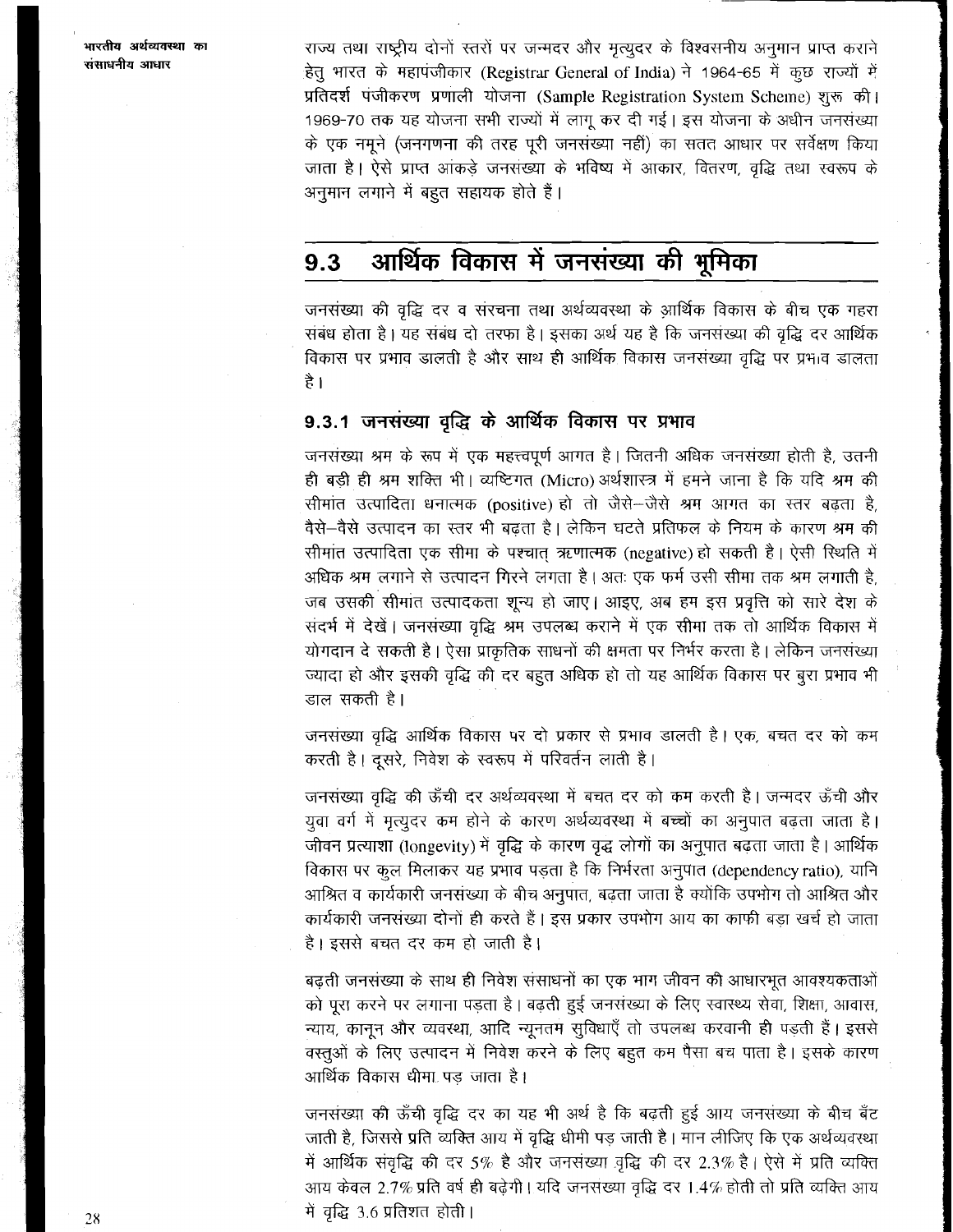राज्य तथा राष्ट्रीय दोनों स्तरों पर जन्मदर और मृत्युदर के विश्वसनीय अनुमान प्राप्त कराने हेतु भारत के महापंजीकार (Registrar General of India) ने 1964-65 में कुछ राज्यों में प्रतिदर्श पंजीकरण प्रणाली योजना (Sample Registration System Scheme) शुरू की। 1969-70 तक यह योजना सभी राज्यों में लागू कर दी गई। इस योजना के अधीन जनसंख्या के एक नमूने (जनगणना की तरह पूरी जनसंख्या नहीं) का सतत आधार पर सर्वेक्षण किया जाता है। ऐसे प्राप्त आंकड़े जनसंख्या के भविष्य में आकार, वितरण, वृद्धि तथा स्वरूप के अनुमान लगाने में बहुत सहायक होते हैं।

## 9.3 आर्थिक विकास में जनसंख्या की भूमिका

जनसंख्या की वृद्धि दर व संरचना तथा अर्थव्यवस्था के आर्थिक विकास के बीच एक गहरा संबंध होता है। यह संबंध दो तरफा है। इसका अर्थ यह है कि जनसंख्या की वृद्धि दर आर्थिक विकास पर प्रभाव डालती है और साथ ही आर्थिक विकास जनसंख्या वृद्धि पर प्रभाव डालता है।

### 9.3.1 जनसंख्या वृद्धि के आर्थिक विकास पर प्रभाव

जनसंख्या श्रम के रूप में एक महत्त्वपूर्ण आगत है। जितनी अधिक जनसंख्या होती है, उतनी ही बड़ी ही श्रम शक्ति भी। व्यष्टिगत (Micro) अर्थशास्त्र में हमने जाना है कि यदि श्रम की सीमांत उत्पादिता धनात्मक (positive) हो तो जैसे–जैसे श्रम आगत का स्तर बढ़ता है, वैसे–वैसे उत्पादन का स्तर भी बढ़ता है। लेकिन घटते प्रतिफल के नियम के कारण श्रम की सीमांत उत्पादिता एक सीमा के पश्चात् ऋणात्मक (negative) हो सकती है। ऐसी स्थिति में अधिक श्रम लगाने से उत्पादन गिरने लगता है। अतः एक फर्म उसी सीमा तक श्रम लगाती है, जब उसकी सीमांत उत्पादकता शून्य हो जाए। आइए, अब हम इस प्रवृत्ति को सारे देश के संदर्भ में देखें। जनसंख्या वृद्धि श्रम उपलब्ध कराने में एक सीमा तक तो आर्थिक विकास में योगदान दे सकती है। ऐसा प्राकृतिक साधनों की क्षमता पर निर्भर करता है। लेकिन जनसंख्या ज्यादा हो और इसकी वृद्धि की दर बहुत अधिक हो तो यह आर्थिक विकास पर बुरा प्रभाव भी डाल सकती है।

जनसंख्या वृद्धि आर्थिक विकास पर दो प्रकार से प्रभाव डालती है। एक, बचत दर को कम करती है। दूसरे, निवेश के स्वरूप में परिवर्तन लाती है।

जनसंख्या वृद्धि की ऊँची दर अर्थव्यवस्था में बचत दर को कम करती है। जन्मदर ऊँची और युवा वर्ग में मृत्युदर कम होने के कारण अर्थव्यवस्था में बच्चों का अनुपात बढ़ता जाता है। जीवन प्रत्याशा (longevity) में वृद्धि के कारण वृद्ध लोगों का अनुपात बढ़ता जाता है। आर्थिक विकास पर कुल मिलाकर यह प्रभाव पड़ता है कि निर्भरता अनुपात (dependency ratio), यानि आश्रित व कार्यकारी जनसंख्या के बीच अनुपात, बढ़ता जाता है क्योंकि उपभोग तो आश्रित और कार्यकारी जनसंख्या दोनों ही करते हैं। इस प्रकार उपभोग आय का काफी बड़ा खर्च हो जाता है। इससे बचत दर कम हो जाती है।

बढ़ती जनसंख्या के साथ ही निवेश संसाधनों का एक भाग जीवन की आधारभूत आवश्यकताओं को पूरा करने पर लगाना पड़ता है। बढ़ती हुई जनसंख्या के लिए स्वास्थ्य सेवा, शिक्षा, आवास, न्याय, कानून और व्यवस्था, आदि न्यूनतम सुविधाएँ तो उपलब्ध करवानी ही पड़ती हैं। इससे वस्तुओं के लिए उत्पादन में निवेश करने के लिए बहुत कम पैसा बच पाता है। इसके कारण आर्थिक विकास धीमा पड़ जाता है।

जनसंख्या की ऊँची वृद्धि दर का यह भी अर्थ है कि बढ़ती हुई आय जनसंख्या के बीच बँट जाती है, जिससे प्रति व्यक्ति आय में वृद्धि धीमी पड़ जाती है। मान लीजिए कि एक अर्थव्यवस्था में आर्थिक संवृद्धि की दर 5% है और जनसंख्या वृद्धि की दर 2.3% है। ऐसे में प्रति व्यक्ति आय केवल 2.7% प्रति वर्ष ही बढ़ेगी। यदि जनसंख्या वृद्धि दर 1.4% होती तो प्रति व्यक्ति आय में वृद्धि 3.6 प्रतिशत होती।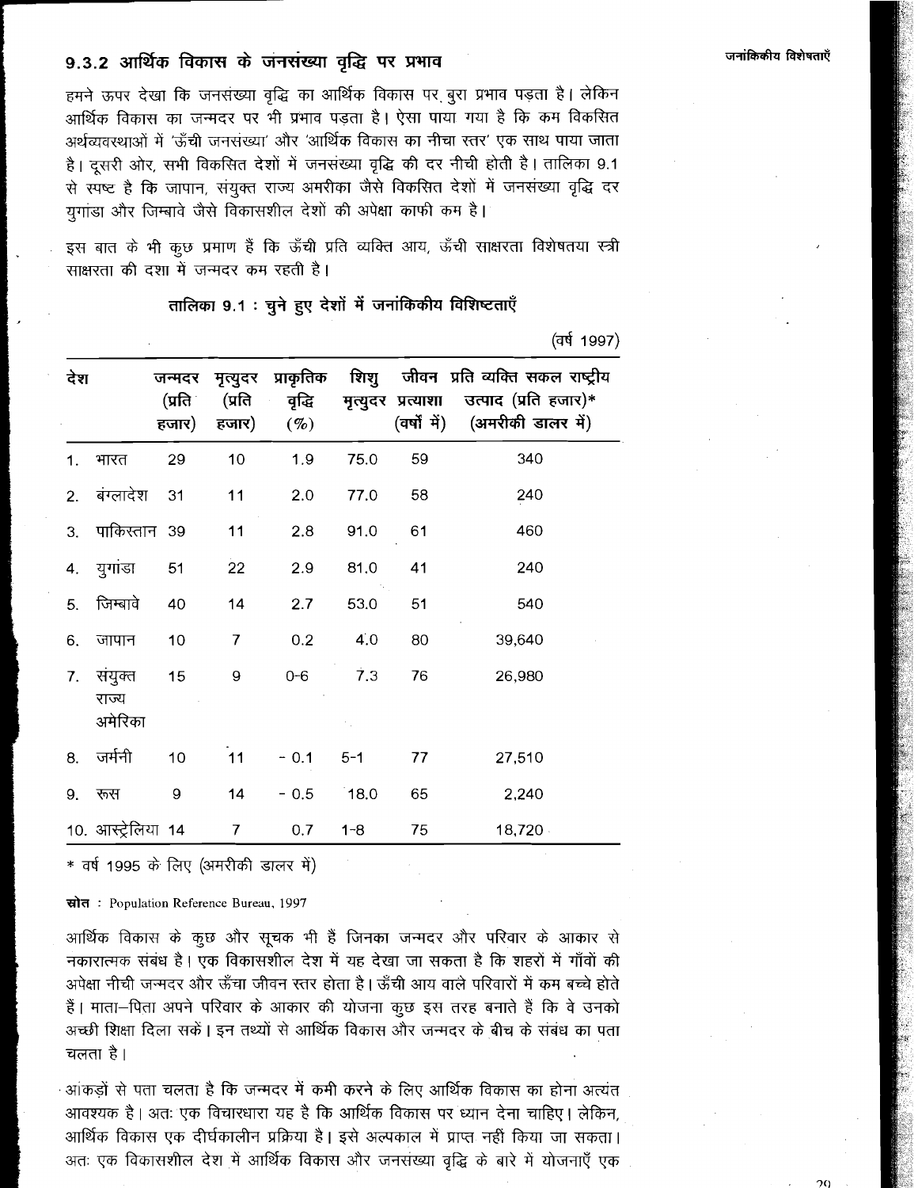### 9.3.2 आर्थिक विकास के जनसंख्या वृद्धि पर प्रभाव

हमने ऊपर देखा कि जनसंख्या वृद्धि का आर्थिक विकास पर बुरा प्रभाव पड़ता है। लेकिन आर्थिक विकास का जन्मदर पर भी प्रभाव पड़ता है। ऐसा पाया गया है कि कम विकसित अर्थव्यवस्थाओं में 'ऊँची जनसंख्या' और 'आर्थिक विकास का नीचा स्तर' एक साथ पाया जाता है। दूसरी ओर, सभी विकसित देशों में जनसंख्या वृद्धि की दर नीची होती है। तालिका 9.1 से स्पष्ट है कि जापान, संयुक्त राज्य अमरीका जैसे विकसित देशों में जनसंख्या वृद्धि दर युगांडा और जिम्बावे जैसे विकासशील देशों की अपेक्षा काफी कम है।

इस बात के भी कुछ प्रमाण हैं कि ऊँची प्रति व्यक्ति आय, ऊँची साक्षरता विशेषतया स्त्री साक्षरता की दशा में जन्मदर कम रहती है।

**तालिका 9.1 : चुने हुए देशों में जनांकिकीय विशिष्टताएँ**

(वर्ष 1997)

| देश | जन्मदर (प्रति हजार) | मृत्युदर (प्रति हजार) | प्राकृतिक वृद्धि (%) | शिशु मृत्युदर | जीवन प्रत्याशा (वर्षों में) | प्रति व्यक्ति सकल राष्ट्रीय उत्पाद (प्रति हजार)* (अमरीकी डालर में) |
|---|---|---|---|---|---|---|
| 1. भारत | 29 | 10 | 1.9 | 75.0 | 59 | 340 |
| 2. बंग्लादेश | 31 | 11 | 2.0 | 77.0 | 58 | 240 |
| 3. पाकिस्तान | 39 | 11 | 2.8 | 91.0 | 61 | 460 |
| 4. युगांडा | 51 | 22 | 2.9 | 81.0 | 41 | 240 |
| 5. जिम्बावे | 40 | 14 | 2.7 | 53.0 | 51 | 540 |
| 6. जापान | 10 | 7 | 0.2 | 4.0 | 80 | 39,640 |
| 7. संयुक्त राज्य अमेरिका | 15 | 9 | 0-6 | 7.3 | 76 | 26,980 |
| 8. जर्मनी | 10 | 11 | - 0.1 | 5-1 | 77 | 27,510 |
| 9. रूस | 9 | 14 | - 0.5 | 18.0 | 65 | 2,240 |
| 10. आस्ट्रेलिया | 14 | 7 | 0.7 | 1-8 | 75 | 18,720 |

* वर्ष 1995 के लिए (अमरीकी डालर में)

**स्रोत** : Population Reference Bureau, 1997

आर्थिक विकास के कुछ और सूचक भी हैं जिनका जन्मदर और परिवार के आकार से नकारात्मक संबंध है। एक विकासशील देश में यह देखा जा सकता है कि शहरों में गाँवों की अपेक्षा नीची जन्मदर और ऊँचा जीवन स्तर होता है। ऊँची आय वाले परिवारों में कम बच्चे होते हैं। माता–पिता अपने परिवार के आकार की योजना कुछ इस तरह बनाते हैं कि वे उनको अच्छी शिक्षा दिला सकें। इन तथ्यों से आर्थिक विकास और जन्मदर के बीच के संबंध का पता चलता है।

आंकड़ों से पता चलता है कि जन्मदर में कमी करने के लिए आर्थिक विकास का होना अत्यंत आवश्यक है। अतः एक विचारधारा यह है कि आर्थिक विकास पर ध्यान देना चाहिए। लेकिन, आर्थिक विकास एक दीर्घकालीन प्रक्रिया है। इसे अल्पकाल में प्राप्त नहीं किया जा सकता। अतः एक विकासशील देश में आर्थिक विकास और जनसंख्या वृद्धि के बारे में योजनाएँ एक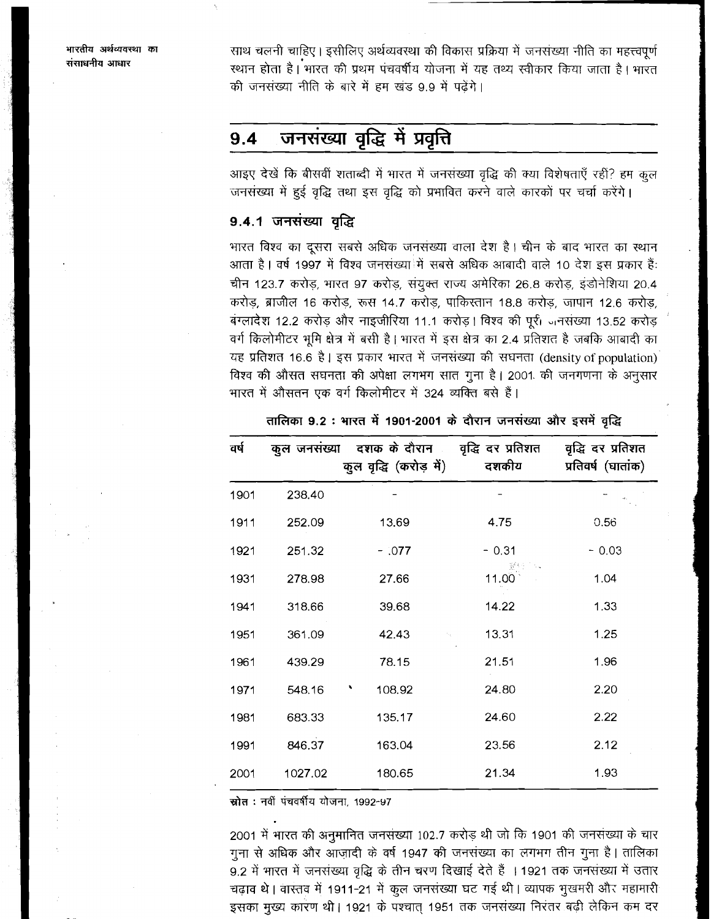साथ चलनी चाहिए। इसीलिए अर्थव्यवस्था की विकास प्रक्रिया में जनसंख्या नीति का महत्त्वपूर्ण स्थान होता है। भारत की प्रथम पंचवर्षीय योजना में यह तथ्य स्वीकार किया जाता है। भारत की जनसंख्या नीति के बारे में हम खंड 9.9 में पढ़ेंगे।

## 9.4 जनसंख्या वृद्धि में प्रवृत्ति

आइए देखें कि बीसवीं शताब्दी में भारत में जनसंख्या वृद्धि की क्या विशेषताएँ रहीं? हम कुल जनसंख्या में हुई वृद्धि तथा इस वृद्धि को प्रभावित करने वाले कारकों पर चर्चा करेंगे।

### 9.4.1 जनसंख्या वृद्धि

भारत विश्व का दूसरा सबसे अधिक जनसंख्या वाला देश है। चीन के बाद भारत का स्थान आता है। वर्ष 1997 में विश्व जनसंख्या में सबसे अधिक आबादी वाले 10 देश इस प्रकार हैं: चीन 123.7 करोड़, भारत 97 करोड़, संयुक्त राज्य अमेरिका 26.8 करोड़, इंडोनेशिया 20.4 करोड़, ब्राजील 16 करोड़, रूस 14.7 करोड़, पाकिस्तान 18.8 करोड़, जापान 12.6 करोड़, बंग्लादेश 12.2 करोड़ और नाइजीरिया 11.1 करोड़। विश्व की पूरी जनसंख्या 13.52 करोड़ वर्ग किलोमीटर भूमि क्षेत्र में बसी है। भारत में इस क्षेत्र का 2.4 प्रतिशत है जबकि आबादी का यह प्रतिशत 16.6 है। इस प्रकार भारत में जनसंख्या की सघनता (density of population) विश्व की औसत सघनता की अपेक्षा लगभग सात गुना है। 2001 की जनगणना के अनुसार भारत में औसतन एक वर्ग किलोमीटर में 324 व्यक्ति बसे हैं।

**तालिका 9.2 : भारत में 1901-2001 के दौरान जनसंख्या और इसमें वृद्धि**

| वर्ष | कुल जनसंख्या | दशक के दौरान कुल वृद्धि (करोड़ में) | वृद्धि दर प्रतिशत दशकीय | वृद्धि दर प्रतिशत प्रतिवर्ष (घातांक) |
|---|---|---|---|---|
| 1901 | 238.40 | - | - | - |
| 1911 | 252.09 | 13.69 | 4.75 | 0.56 |
| 1921 | 251.32 | - .077 | - 0.31 | - 0.03 |
| 1931 | 278.98 | 27.66 | 11.00 | 1.04 |
| 1941 | 318.66 | 39.68 | 14.22 | 1.33 |
| 1951 | 361.09 | 42.43 | 13.31 | 1.25 |
| 1961 | 439.29 | 78.15 | 21.51 | 1.96 |
| 1971 | 548.16 | 108.92 | 24.80 | 2.20 |
| 1981 | 683.33 | 135.17 | 24.60 | 2.22 |
| 1991 | 846.37 | 163.04 | 23.56 | 2.12 |
| 2001 | 1027.02 | 180.65 | 21.34 | 1.93 |

**स्रोत :** नवीं पंचवर्षीय योजना, 1992-97

2001 में भारत की अनुमानित जनसंख्या 102.7 करोड़ थी जो कि 1901 की जनसंख्या के चार गुना से अधिक और आज़ादी के वर्ष 1947 की जनसंख्या का लगभग तीन गुना है। तालिका 9.2 में भारत में जनसंख्या वृद्धि के तीन चरण दिखाई देते हैं। 1921 तक जनसंख्या में उतार चढ़ाव थे। वास्तव में 1911-21 में कुल जनसंख्या घट गई थी। व्यापक भुखमरी और महामारी इसका मुख्य कारण थी। 1921 के पश्चात् 1951 तक जनसंख्या निरंतर बढ़ी लेकिन कम दर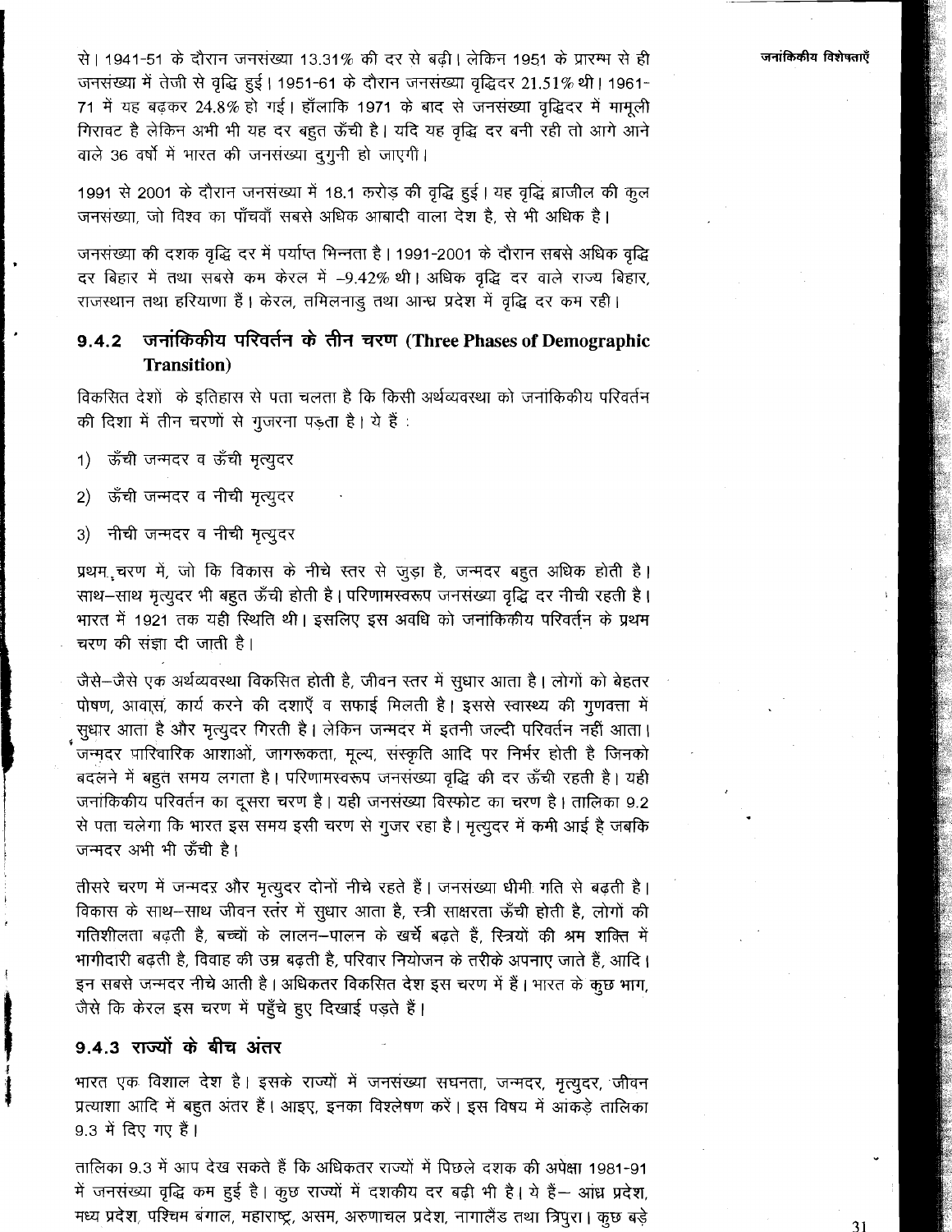से। 1941-51 के दौरान जनसंख्या 13.31% की दर से बढ़ी। लेकिन 1951 के प्रारम्भ से ही जनसंख्या में तेजी से वृद्धि हुई। 1951-61 के दौरान जनसंख्या वृद्धिदर 21.51% थी। 1961-71 में यह बढ़कर 24.8% हो गई। हाँलाकि 1971 के बाद से जनसंख्या वृद्धिदर में मामूली गिरावट है लेकिन अभी भी यह दर बहुत ऊँची है। यदि यह वृद्धि दर बनी रही तो आगे आने वाले 36 वर्षों में भारत की जनसंख्या दुगुनी हो जाएगी।

1991 से 2001 के दौरान जनसंख्या में 18.1 करोड़ की वृद्धि हुई। यह वृद्धि ब्राजील की कुल जनसंख्या, जो विश्व का पाँचवाँ सबसे अधिक आबादी वाला देश है, से भी अधिक है।

जनसंख्या की दशक वृद्धि दर में पर्याप्त भिन्नता है। 1991-2001 के दौरान सबसे अधिक वृद्धि दर बिहार में तथा सबसे कम केरल में –9.42% थी। अधिक वृद्धि दर वाले राज्य बिहार, राजस्थान तथा हरियाणा हैं। केरल, तमिलनाडु तथा आन्ध्र प्रदेश में वृद्धि दर कम रही।

### 9.4.2 जनांकिकीय परिवर्तन के तीन चरण (Three Phases of Demographic Transition)

विकसित देशों के इतिहास से पता चलता है कि किसी अर्थव्यवस्था को जनांकिकीय परिवर्तन की दिशा में तीन चरणों से गुजरना पड़ता है। ये हैं :

1) ऊँची जन्मदर व ऊँची मृत्युदर
2) ऊँची जन्मदर व नीची मृत्युदर
3) नीची जन्मदर व नीची मृत्युदर

प्रथम चरण में, जो कि विकास के नीचे स्तर से जुड़ा है, जन्मदर बहुत अधिक होती है। साथ-साथ मृत्युदर भी बहुत ऊँची होती है। परिणामस्वरूप जनसंख्या वृद्धि दर नीची रहती है। भारत में 1921 तक यही स्थिति थी। इसलिए इस अवधि को जनांकिकीय परिवर्तन के प्रथम चरण की संज्ञा दी जाती है।

जैसे-जैसे एक अर्थव्यवस्था विकसित होती है, जीवन स्तर में सुधार आता है। लोगों को बेहतर पोषण, आवास, कार्य करने की दशाएँ व सफाई मिलती है। इससे स्वास्थ्य की गुणवत्ता में सुधार आता है और मृत्युदर गिरती है। लेकिन जन्मदर में इतनी जल्दी परिवर्तन नहीं आता। जन्मदर पारिवारिक आशाओं, जागरूकता, मूल्य, संस्कृति आदि पर निर्भर होती है जिनको बदलने में बहुत समय लगता है। परिणामस्वरूप जनसंख्या वृद्धि की दर ऊँची रहती है। यही जनांकिकीय परिवर्तन का दूसरा चरण है। यही जनसंख्या विस्फोट का चरण है। तालिका 9.2 से पता चलेगा कि भारत इस समय इसी चरण से गुजर रहा है। मृत्युदर में कमी आई है जबकि जन्मदर अभी भी ऊँची है।

तीसरे चरण में जन्मदर और मृत्युदर दोनों नीचे रहते हैं। जनसंख्या धीमी गति से बढ़ती है। विकास के साथ-साथ जीवन स्तर में सुधार आता है, स्त्री साक्षरता ऊँची होती है, लोगों की गतिशीलता बढ़ती है, बच्चों के लालन-पालन के खर्चे बढ़ते हैं, स्त्रियों की श्रम शक्ति में भागीदारी बढ़ती है, विवाह की उम्र बढ़ती है, परिवार नियोजन के तरीके अपनाए जाते हैं, आदि। इन सबसे जन्मदर नीचे आती है। अधिकतर विकसित देश इस चरण में हैं। भारत के कुछ भाग, जैसे कि केरल इस चरण में पहुँचे हुए दिखाई पड़ते हैं।

### 9.4.3 राज्यों के बीच अंतर

भारत एक विशाल देश है। इसके राज्यों में जनसंख्या सघनता, जन्मदर, मृत्युदर, जीवन प्रत्याशा आदि में बहुत अंतर हैं। आइए, इनका विश्लेषण करें। इस विषय में आंकड़े तालिका 9.3 में दिए गए हैं।

तालिका 9.3 में आप देख सकते हैं कि अधिकतर राज्यों में पिछले दशक की अपेक्षा 1981-91 में जनसंख्या वृद्धि कम हुई है। कुछ राज्यों में दशकीय दर बढ़ी भी है। ये हैं– आंध्र प्रदेश, मध्य प्रदेश, पश्चिम बंगाल, महाराष्ट्र, असम, अरुणाचल प्रदेश, नागालैंड तथा त्रिपुरा। कुछ बड़े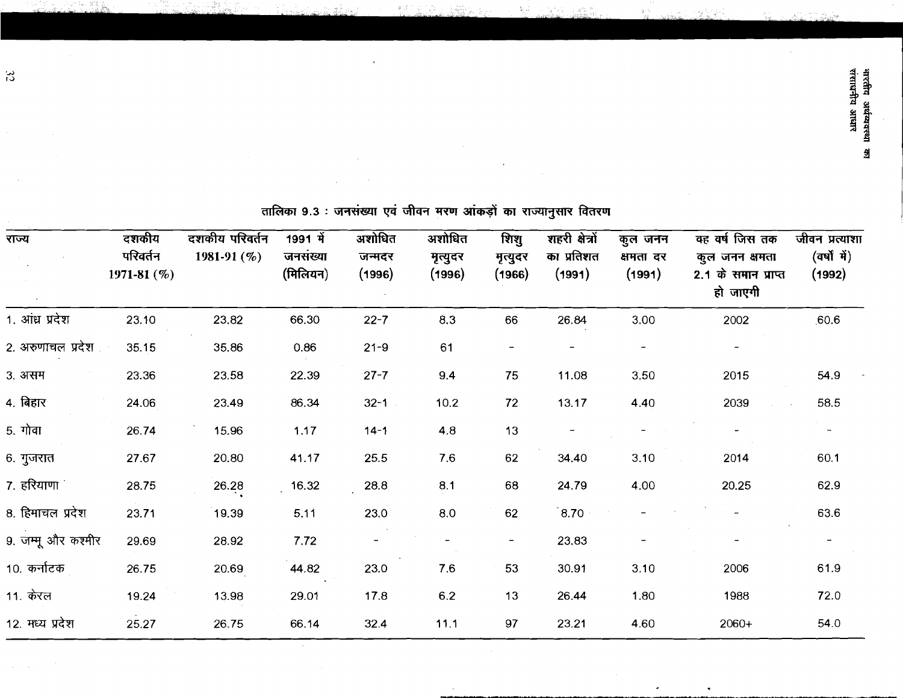तालिका 9.3 : जनसंख्या एवं जीवन मरण आंकड़ों का राज्यानुसार वितरण

| राज्य | दशकीय परिवर्तन 1971-81 (%) | दशकीय परिवर्तन 1981-91 (%) | 1991 में जनसंख्या (मिलियन) | अशोधित जन्मदर (1996) | अशोधित मृत्युदर (1996) | शिशु मृत्युदर (1966) | शहरी क्षेत्रों का प्रतिशत (1991) | कुल जनन क्षमता दर (1991) | वह वर्ष जिस तक कुल जनन क्षमता 2.1 के समान प्राप्त हो जाएगी | जीवन प्रत्याशा (वर्षों में) (1992) |
|---|---|---|---|---|---|---|---|---|---|---|
| 1. आंध्र प्रदेश | 23.10 | 23.82 | 66.30 | 22-7 | 8.3 | 66 | 26.84 | 3.00 | 2002 | 60.6 |
| 2. अरुणाचल प्रदेश | 35.15 | 35.86 | 0.86 | 21-9 | 61 | - | - | - | - | |
| 3. असम | 23.36 | 23.58 | 22.39 | 27-7 | 9.4 | 75 | 11.08 | 3.50 | 2015 | 54.9 |
| 4. बिहार | 24.06 | 23.49 | 86.34 | 32-1 | 10.2 | 72 | 13.17 | 4.40 | 2039 | 58.5 |
| 5. गोवा | 26.74 | 15.96 | 1.17 | 14-1 | 4.8 | 13 | - | - | - | - |
| 6. गुजरात | 27.67 | 20.80 | 41.17 | 25.5 | 7.6 | 62 | 34.40 | 3.10 | 2014 | 60.1 |
| 7. हरियाणा | 28.75 | 26.28 | 16.32 | 28.8 | 8.1 | 68 | 24.79 | 4.00 | 20.25 | 62.9 |
| 8. हिमाचल प्रदेश | 23.71 | 19.39 | 5.11 | 23.0 | 8.0 | 62 | 8.70 | - | - | 63.6 |
| 9. जम्मू और कश्मीर | 29.69 | 28.92 | 7.72 | - | - | - | 23.83 | - | - | - |
| 10. कर्नाटक | 26.75 | 20.69 | 44.82 | 23.0 | 7.6 | 53 | 30.91 | 3.10 | 2006 | 61.9 |
| 11. केरल | 19.24 | 13.98 | 29.01 | 17.8 | 6.2 | 13 | 26.44 | 1.80 | 1988 | 72.0 |
| 12. मध्य प्रदेश | 25.27 | 26.75 | 66.14 | 32.4 | 11.1 | 97 | 23.21 | 4.60 | 2060+ | 54.0 |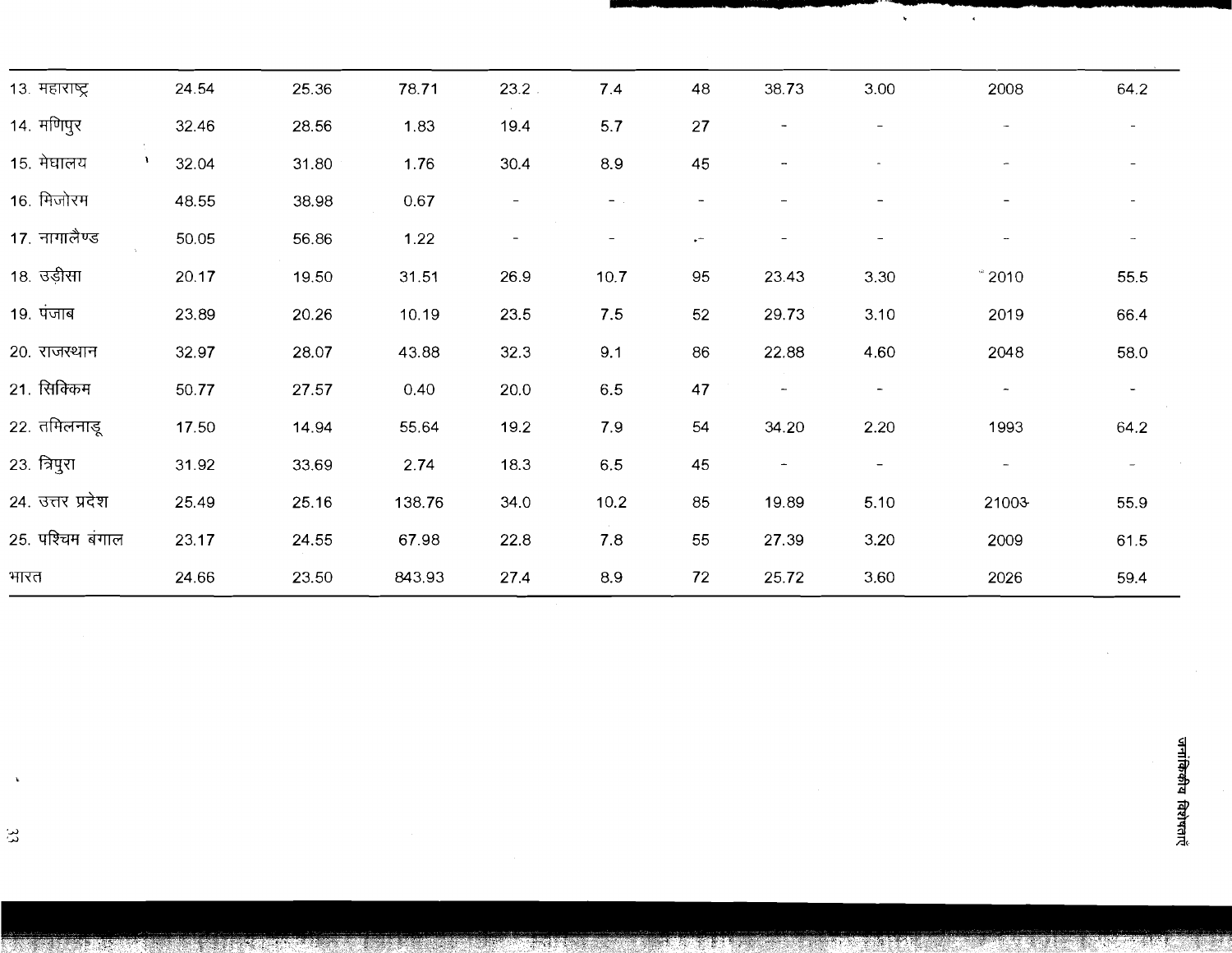| | | | | | | | | | | |
|---|---|---|---|---|---|---|---|---|---|---|
| 13. महाराष्ट्र | 24.54 | 25.36 | 78.71 | 23.2 | 7.4 | 48 | 38.73 | 3.00 | 2008 | 64.2 |
| 14. मणिपुर | 32.46 | 28.56 | 1.83 | 19.4 | 5.7 | 27 | - | - | - | - |
| 15. मेघालय | 32.04 | 31.80 | 1.76 | 30.4 | 8.9 | 45 | - | - | - | - |
| 16. मिजोरम | 48.55 | 38.98 | 0.67 | - | - | - | - | - | - | - |
| 17. नागालैण्ड | 50.05 | 56.86 | 1.22 | - | - | - | - | - | - | - |
| 18. उड़ीसा | 20.17 | 19.50 | 31.51 | 26.9 | 10.7 | 95 | 23.43 | 3.30 | 2010 | 55.5 |
| 19. पंजाब | 23.89 | 20.26 | 10.19 | 23.5 | 7.5 | 52 | 29.73 | 3.10 | 2019 | 66.4 |
| 20. राजस्थान | 32.97 | 28.07 | 43.88 | 32.3 | 9.1 | 86 | 22.88 | 4.60 | 2048 | 58.0 |
| 21. सिक्किम | 50.77 | 27.57 | 0.40 | 20.0 | 6.5 | 47 | - | - | - | - |
| 22. तमिलनाडू | 17.50 | 14.94 | 55.64 | 19.2 | 7.9 | 54 | 34.20 | 2.20 | 1993 | 64.2 |
| 23. त्रिपुरा | 31.92 | 33.69 | 2.74 | 18.3 | 6.5 | 45 | - | - | - | - |
| 24. उत्तर प्रदेश | 25.49 | 25.16 | 138.76 | 34.0 | 10.2 | 85 | 19.89 | 5.10 | 21003 | 55.9 |
| 25. पश्चिम बंगाल | 23.17 | 24.55 | 67.98 | 22.8 | 7.8 | 55 | 27.39 | 3.20 | 2009 | 61.5 |
| भारत | 24.66 | 23.50 | 843.93 | 27.4 | 8.9 | 72 | 25.72 | 3.60 | 2026 | 59.4 |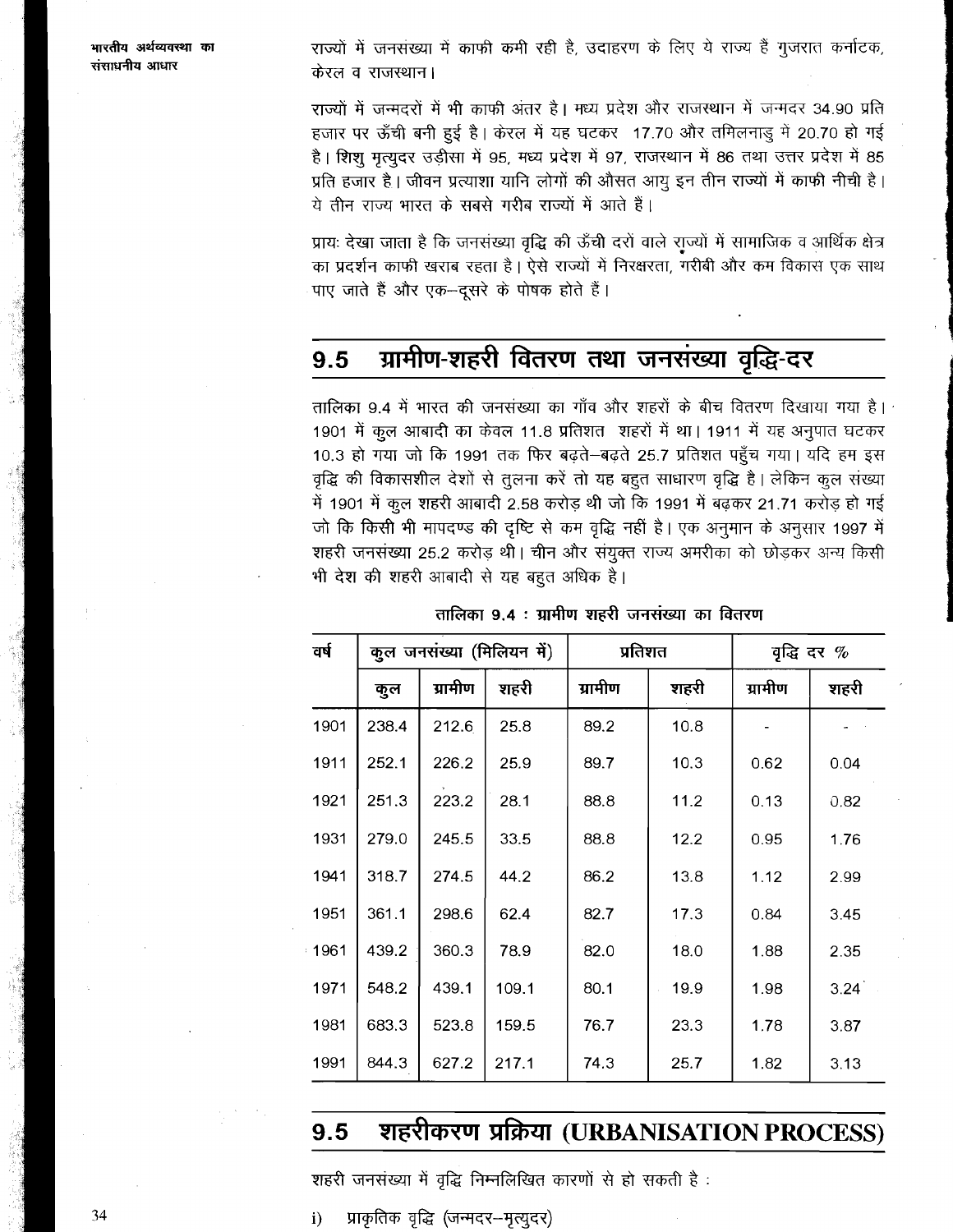राज्यों में जनसंख्या में काफी कमी रही है, उदाहरण के लिए ये राज्य हैं गुजरात कर्नाटक, केरल व राजस्थान।

राज्यों में जन्मदरों में भी काफी अंतर है। मध्य प्रदेश और राजस्थान में जन्मदर 34.90 प्रति हजार पर ऊँची बनी हुई है। केरल में यह घटकर 17.70 और तमिलनाडु में 20.70 हो गई है। शिशु मृत्युदर उड़ीसा में 95, मध्य प्रदेश में 97, राजस्थान में 86 तथा उत्तर प्रदेश में 85 प्रति हजार है। जीवन प्रत्याशा यानि लोगों की औसत आयु इन तीन राज्यों में काफी नीची है। ये तीन राज्य भारत के सबसे गरीब राज्यों में आते हैं।

प्रायः देखा जाता है कि जनसंख्या वृद्धि की ऊँची दरों वाले राज्यों में सामाजिक व आर्थिक क्षेत्र का प्रदर्शन काफी खराब रहता है। ऐसे राज्यों में निरक्षरता, गरीबी और कम विकास एक साथ पाए जाते हैं और एक–दूसरे के पोषक होते हैं।

## 9.5 ग्रामीण-शहरी वितरण तथा जनसंख्या वृद्धि-दर

तालिका 9.4 में भारत की जनसंख्या का गाँव और शहरों के बीच वितरण दिखाया गया है। 1901 में कुल आबादी का केवल 11.8 प्रतिशत शहरों में था। 1911 में यह अनुपात घटकर 10.3 हो गया जो कि 1991 तक फिर बढ़ते–बढ़ते 25.7 प्रतिशत पहुँच गया। यदि हम इस वृद्धि की विकासशील देशों से तुलना करें तो यह बहुत साधारण वृद्धि है। लेकिन कुल संख्या में 1901 में कुल शहरी आबादी 2.58 करोड़ थी जो कि 1991 में बढ़कर 21.71 करोड़ हो गई जो कि किसी भी मापदण्ड की दृष्टि से कम वृद्धि नहीं है। एक अनुमान के अनुसार 1997 में शहरी जनसंख्या 25.2 करोड़ थी। चीन और संयुक्त राज्य अमरीका को छोड़कर अन्य किसी भी देश की शहरी आबादी से यह बहुत अधिक है।

**तालिका 9.4 : ग्रामीण शहरी जनसंख्या का वितरण**

| वर्ष | कुल जनसंख्या (मिलियन में) | | | प्रतिशत | | वृद्धि दर % | |
|---|---|---|---|---|---|---|---|
| | कुल | ग्रामीण | शहरी | ग्रामीण | शहरी | ग्रामीण | शहरी |
| 1901 | 238.4 | 212.6 | 25.8 | 89.2 | 10.8 | - | - |
| 1911 | 252.1 | 226.2 | 25.9 | 89.7 | 10.3 | 0.62 | 0.04 |
| 1921 | 251.3 | 223.2 | 28.1 | 88.8 | 11.2 | 0.13 | 0.82 |
| 1931 | 279.0 | 245.5 | 33.5 | 88.8 | 12.2 | 0.95 | 1.76 |
| 1941 | 318.7 | 274.5 | 44.2 | 86.2 | 13.8 | 1.12 | 2.99 |
| 1951 | 361.1 | 298.6 | 62.4 | 82.7 | 17.3 | 0.84 | 3.45 |
| 1961 | 439.2 | 360.3 | 78.9 | 82.0 | 18.0 | 1.88 | 2.35 |
| 1971 | 548.2 | 439.1 | 109.1 | 80.1 | 19.9 | 1.98 | 3.24 |
| 1981 | 683.3 | 523.8 | 159.5 | 76.7 | 23.3 | 1.78 | 3.87 |
| 1991 | 844.3 | 627.2 | 217.1 | 74.3 | 25.7 | 1.82 | 3.13 |

## 9.5 शहरीकरण प्रक्रिया (URBANISATION PROCESS)

शहरी जनसंख्या में वृद्धि निम्नलिखित कारणों से हो सकती है :

i) प्राकृतिक वृद्धि (जन्मदर–मृत्युदर)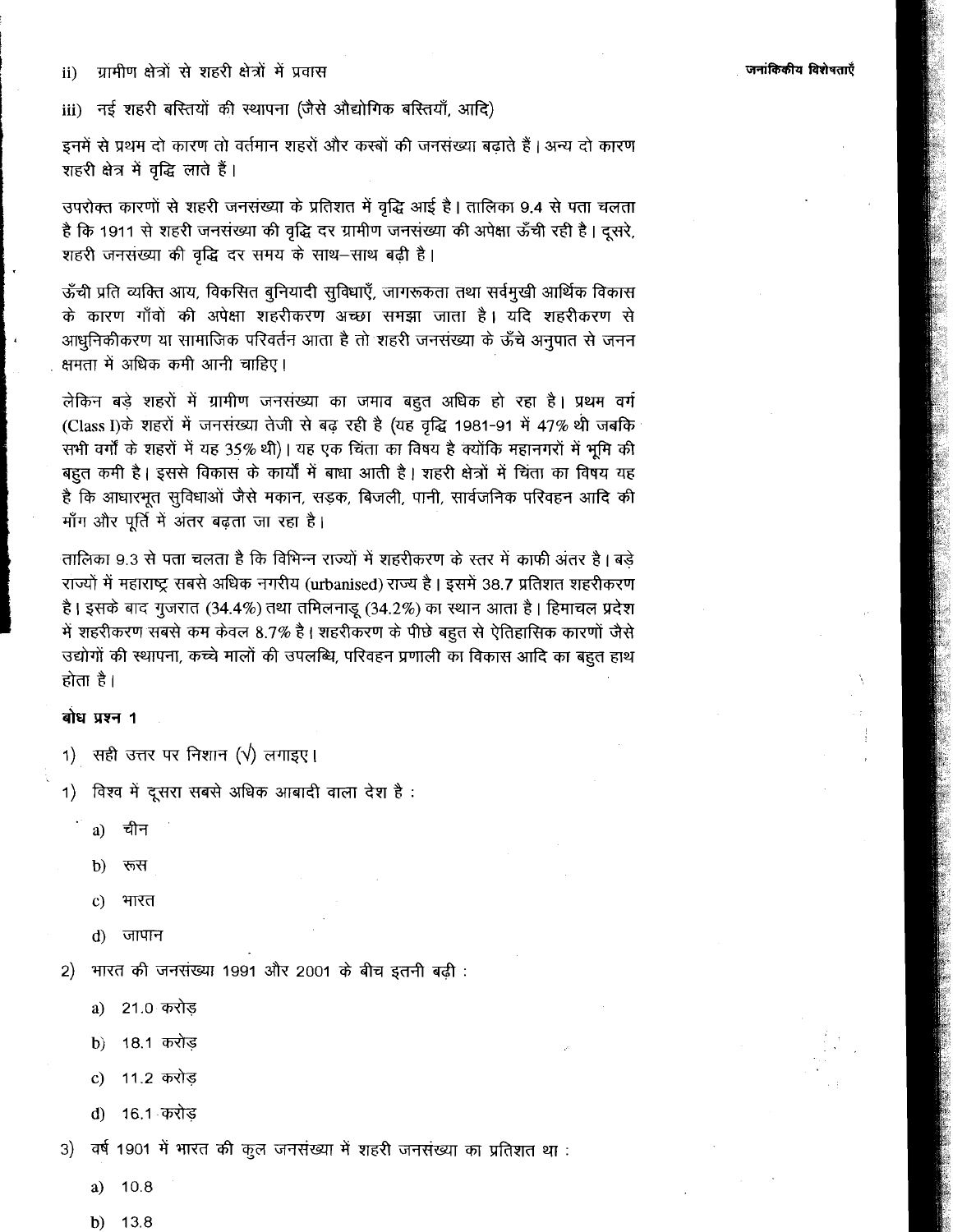ii) ग्रामीण क्षेत्रों से शहरी क्षेत्रों में प्रवास

iii) नई शहरी बस्तियों की स्थापना (जैसे औद्योगिक बस्तियाँ, आदि)

इनमें से प्रथम दो कारण तो वर्तमान शहरों और कस्बों की जनसंख्या बढ़ाते हैं। अन्य दो कारण शहरी क्षेत्र में वृद्धि लाते हैं।

उपरोक्त कारणों से शहरी जनसंख्या के प्रतिशत में वृद्धि आई है। तालिका 9.4 से पता चलता है कि 1911 से शहरी जनसंख्या की वृद्धि दर ग्रामीण जनसंख्या की अपेक्षा ऊँची रही है। दूसरे, शहरी जनसंख्या की वृद्धि दर समय के साथ–साथ बढ़ी है।

ऊँची प्रति व्यक्ति आय, विकसित बुनियादी सुविधाएँ, जागरूकता तथा सर्वमुखी आर्थिक विकास के कारण गाँवों की अपेक्षा शहरीकरण अच्छा समझा जाता है। यदि शहरीकरण से आधुनिकीकरण या सामाजिक परिवर्तन आता है तो शहरी जनसंख्या के ऊँचे अनुपात से जनन क्षमता में अधिक कमी आनी चाहिए।

लेकिन बड़े शहरों में ग्रामीण जनसंख्या का जमाव बहुत अधिक हो रहा है। प्रथम वर्ग (Class I)के शहरों में जनसंख्या तेजी से बढ़ रही है (यह वृद्धि 1981-91 में 47% थी जबकि सभी वर्गों के शहरों में यह 35% थी)। यह एक चिंता का विषय है क्योंकि महानगरों में भूमि की बहुत कमी है। इससे विकास के कार्यों में बाधा आती है। शहरी क्षेत्रों में चिंता का विषय यह है कि आधारभूत सुविधाओं जैसे मकान, सड़क, बिजली, पानी, सार्वजनिक परिवहन आदि की माँग और पूर्ति में अंतर बढ़ता जा रहा है।

तालिका 9.3 से पता चलता है कि विभिन्न राज्यों में शहरीकरण के स्तर में काफी अंतर है। बड़े राज्यों में महाराष्ट्र सबसे अधिक नगरीय (urbanised) राज्य है। इसमें 38.7 प्रतिशत शहरीकरण है। इसके बाद गुजरात (34.4%) तथा तमिलनाडू (34.2%) का स्थान आता है। हिमाचल प्रदेश में शहरीकरण सबसे कम केवल 8.7% है। शहरीकरण के पीछे बहुत से ऐतिहासिक कारणों जैसे उद्योगों की स्थापना, कच्चे मालों की उपलब्धि, परिवहन प्रणाली का विकास आदि का बहुत हाथ होता है।

**बोध प्रश्न 1**

1) सही उत्तर पर निशान (√) लगाइए।

1) विश्व में दूसरा सबसे अधिक आबादी वाला देश है :

   a) चीन

   b) रूस

   c) भारत

   d) जापान

2) भारत की जनसंख्या 1991 और 2001 के बीच इतनी बढ़ी :

   a) 21.0 करोड़

   b) 18.1 करोड़

   c) 11.2 करोड़

   d) 16.1 करोड़

3) वर्ष 1901 में भारत की कुल जनसंख्या में शहरी जनसंख्या का प्रतिशत था :

   a) 10.8

   b) 13.8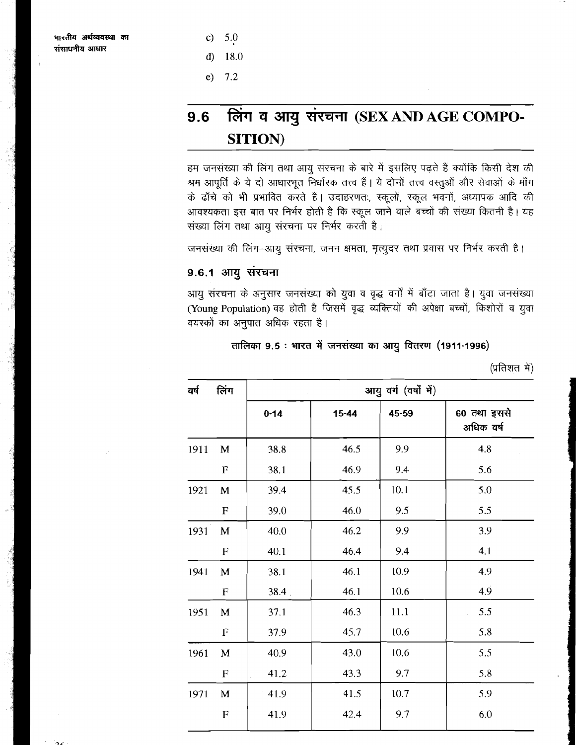c) 5.0

d) 18.0

e) 7.2

## 9.6 लिंग व आयु संरचना (SEX AND AGE COMPOSITION)

हम जनसंख्या की लिंग तथा आयु संरचना के बारे में इसलिए पढ़ते हैं क्योंकि किसी देश की श्रम आपूर्ति के ये दो आधारभूत निर्धारक तत्त्व हैं। ये दोनों तत्त्व वस्तुओं और सेवाओं के माँग के ढाँचे को भी प्रभावित करते हैं। उदाहरणतः, स्कूलों, स्कूल भवनों, अध्यापक आदि की आवश्यकता इस बात पर निर्भर होती है कि स्कूल जाने वाले बच्चों की संख्या कितनी है। यह संख्या लिंग तथा आयु संरचना पर निर्भर करती है।

जनसंख्या की लिंग–आयु संरचना, जनन क्षमता, मृत्युदर तथा प्रवास पर निर्भर करती है।

### 9.6.1 आयु संरचना

आयु संरचना के अनुसार जनसंख्या को युवा व वृद्ध वर्गों में बाँटा जाता है। युवा जनसंख्या (Young Population) वह होती है जिसमें वृद्ध व्यक्तियों की अपेक्षा बच्चों, किशोरों व युवा वयस्कों का अनुपात अधिक रहता है।

**तालिका 9.5 : भारत में जनसंख्या का आयु वितरण (1911-1996)**

(प्रतिशत में)

| वर्ष | लिंग | आयु वर्ग (वर्षों में) | | | |
|---|---|---|---|---|---|
| | | 0-14 | 15-44 | 45-59 | 60 तथा इससे अधिक वर्ष |
| 1911 | M | 38.8 | 46.5 | 9.9 | 4.8 |
| | F | 38.1 | 46.9 | 9.4 | 5.6 |
| 1921 | M | 39.4 | 45.5 | 10.1 | 5.0 |
| | F | 39.0 | 46.0 | 9.5 | 5.5 |
| 1931 | M | 40.0 | 46.2 | 9.9 | 3.9 |
| | F | 40.1 | 46.4 | 9.4 | 4.1 |
| 1941 | M | 38.1 | 46.1 | 10.9 | 4.9 |
| | F | 38.4 | 46.1 | 10.6 | 4.9 |
| 1951 | M | 37.1 | 46.3 | 11.1 | 5.5 |
| | F | 37.9 | 45.7 | 10.6 | 5.8 |
| 1961 | M | 40.9 | 43.0 | 10.6 | 5.5 |
| | F | 41.2 | 43.3 | 9.7 | 5.8 |
| 1971 | M | 41.9 | 41.5 | 10.7 | 5.9 |
| | F | 41.9 | 42.4 | 9.7 | 6.0 |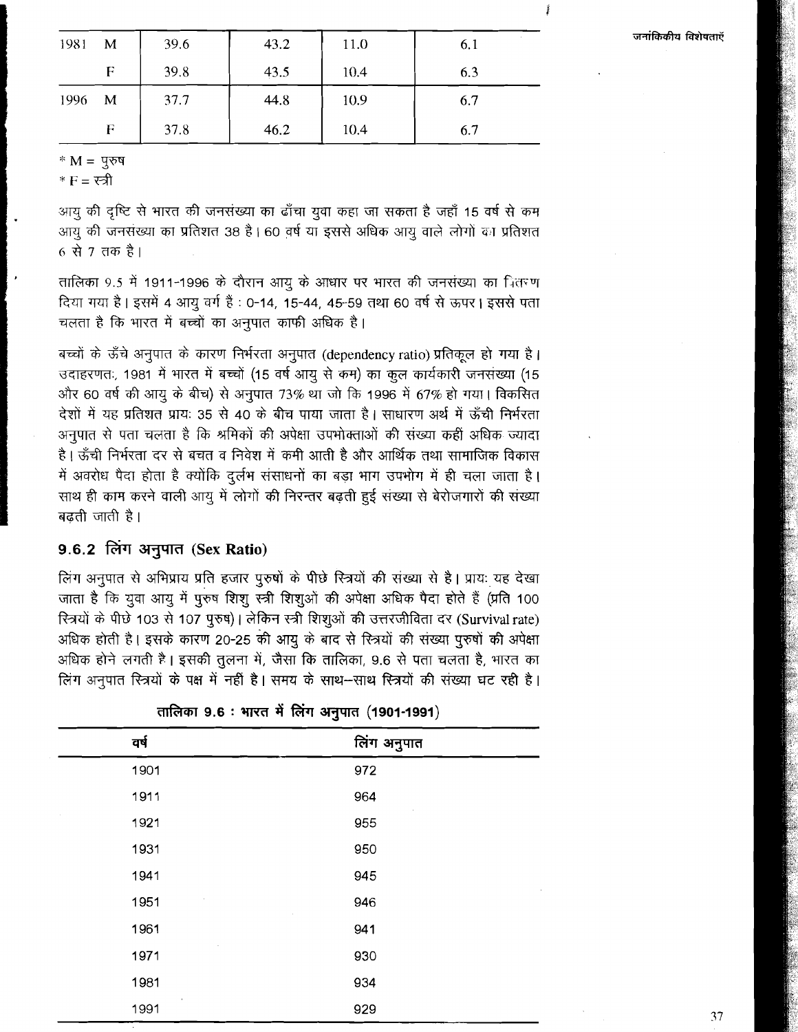| 1981 | M | 39.6 | 43.2 | 11.0 | 6.1 |
|---|---|---|---|---|---|
| | F | 39.8 | 43.5 | 10.4 | 6.3 |
| 1996 | M | 37.7 | 44.8 | 10.9 | 6.7 |
| | F | 37.8 | 46.2 | 10.4 | 6.7 |

* M = पुरुष
* F = स्त्री

आयु की दृष्टि से भारत की जनसंख्या का ढाँचा युवा कहा जा सकता है जहाँ 15 वर्ष से कम आयु की जनसंख्या का प्रतिशत 38 है। 60 वर्ष या इससे अधिक आयु वाले लोगों का प्रतिशत 6 से 7 तक है।

तालिका 9.5 में 1911-1996 के दौरान आयु के आधार पर भारत की जनसंख्या का वितरण दिया गया है। इसमें 4 आयु वर्ग हैं : 0-14, 15-44, 45-59 तथा 60 वर्ष से ऊपर। इससे पता चलता है कि भारत में बच्चों का अनुपात काफी अधिक है।

बच्चों के ऊँचे अनुपात के कारण निर्भरता अनुपात (dependency ratio) प्रतिकूल हो गया है। उदाहरणतः, 1981 में भारत में बच्चों (15 वर्ष आयु से कम) का कुल कार्यकारी जनसंख्या (15 और 60 वर्ष की आयु के बीच) से अनुपात 73% था जो कि 1996 में 67% हो गया। विकसित देशों में यह प्रतिशत प्रायः 35 से 40 के बीच पाया जाता है। साधारण अर्थ में ऊँची निर्भरता अनुपात से पता चलता है कि श्रमिकों की अपेक्षा उपभोक्ताओं की संख्या कहीं अधिक ज्यादा है। ऊँची निर्भरता दर से बचत व निवेश में कमी आती है और आर्थिक तथा सामाजिक विकास में अवरोध पैदा होता है क्योंकि दुर्लभ संसाधनों का बड़ा भाग उपभोग में ही चला जाता है। साथ ही काम करने वाली आयु में लोगों की निरन्तर बढ़ती हुई संख्या से बेरोजगारों की संख्या बढ़ती जाती है।

### 9.6.2 लिंग अनुपात (Sex Ratio)

लिंग अनुपात से अभिप्राय प्रति हजार पुरुषों के पीछे स्त्रियों की संख्या से है। प्रायः यह देखा जाता है कि युवा आयु में पुरुष शिशु स्त्री शिशुओं की अपेक्षा अधिक पैदा होते हैं (प्रति 100 स्त्रियों के पीछे 103 से 107 पुरुष)। लेकिन स्त्री शिशुओं की उत्तरजीविता दर (Survival rate) अधिक होती है। इसके कारण 20-25 की आयु के बाद से स्त्रियों की संख्या पुरुषों की अपेक्षा अधिक होने लगती है। इसकी तुलना में, जैसा कि तालिका, 9.6 से पता चलता है, भारत का लिंग अनुपात स्त्रियों के पक्ष में नहीं है। समय के साथ–साथ स्त्रियों की संख्या घट रही है।

**तालिका 9.6 : भारत में लिंग अनुपात (1901-1991)**

| वर्ष | लिंग अनुपात |
|---|---|
| 1901 | 972 |
| 1911 | 964 |
| 1921 | 955 |
| 1931 | 950 |
| 1941 | 945 |
| 1951 | 946 |
| 1961 | 941 |
| 1971 | 930 |
| 1981 | 934 |
| 1991 | 929 |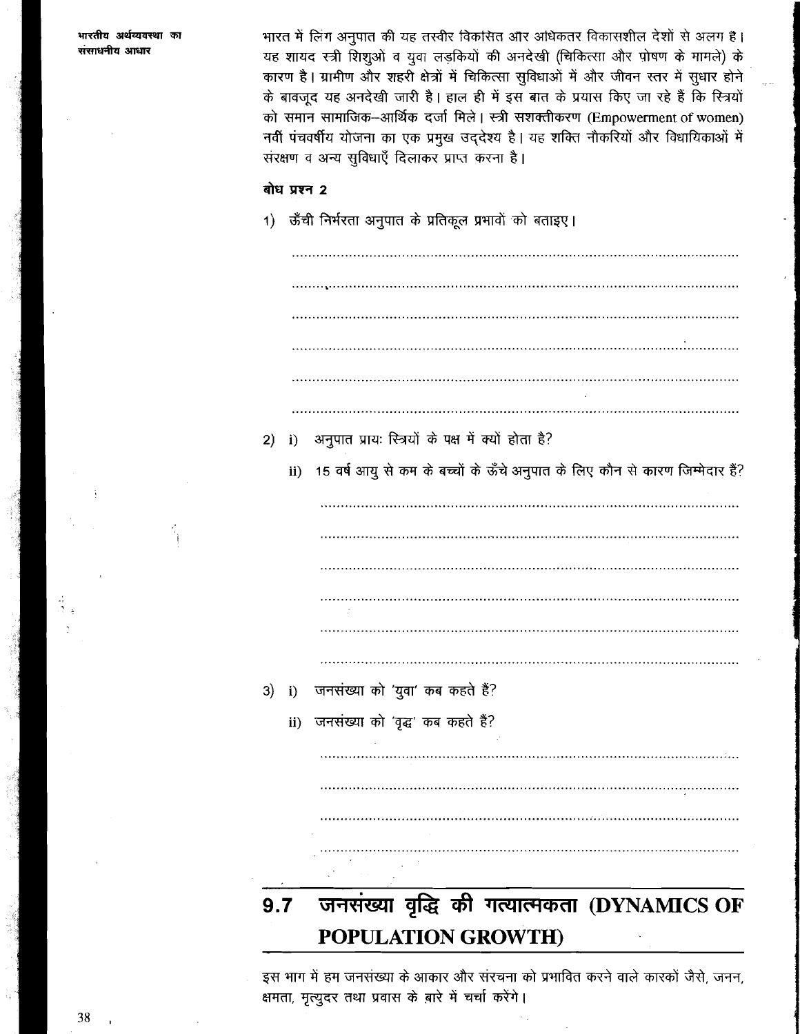भारत में लिंग अनुपात की यह तस्वीर विकसित और अधिकतर विकासशील देशों से अलग है। यह शायद स्त्री शिशुओं व युवा लड़कियों की अनदेखी (चिकित्सा और पोषण के मामले) के कारण है। ग्रामीण और शहरी क्षेत्रों में चिकित्सा सुविधाओं में और जीवन स्तर में सुधार होने के बावजूद यह अनदेखी जारी है। हाल ही में इस बात के प्रयास किए जा रहे हैं कि स्त्रियों को समान सामाजिक–आर्थिक दर्जा मिले। स्त्री सशक्तीकरण (Empowerment of women) नवीं पंचवर्षीय योजना का एक प्रमुख उद्देश्य है। यह शक्ति नौकरियों और विधायिकाओं में संरक्षण व अन्य सुविधाएँ दिलाकर प्राप्त करना है।

**बोध प्रश्न 2**

1) ऊँची निर्भरता अनुपात के प्रतिकूल प्रभावों को बताइए।

......................................................................................................

......................................................................................................

......................................................................................................

......................................................................................................

......................................................................................................

......................................................................................................

2) i) अनुपात प्रायः स्त्रियों के पक्ष में क्यों होता है?

ii) 15 वर्ष आयु से कम के बच्चों के ऊँचे अनुपात के लिए कौन से कारण जिम्मेदार हैं?

......................................................................................................

......................................................................................................

......................................................................................................

......................................................................................................

......................................................................................................

......................................................................................................

3) i) जनसंख्या को 'युवा' कब कहते हैं?

ii) जनसंख्या को 'वृद्ध' कब कहते हैं?

......................................................................................................

......................................................................................................

......................................................................................................

......................................................................................................

## 9.7 जनसंख्या वृद्धि की गत्यात्मकता (DYNAMICS OF POPULATION GROWTH)

इस भाग में हम जनसंख्या के आकार और संरचना को प्रभावित करने वाले कारकों जैसे, जनन, क्षमता, मृत्युदर तथा प्रवास के बारे में चर्चा करेंगे।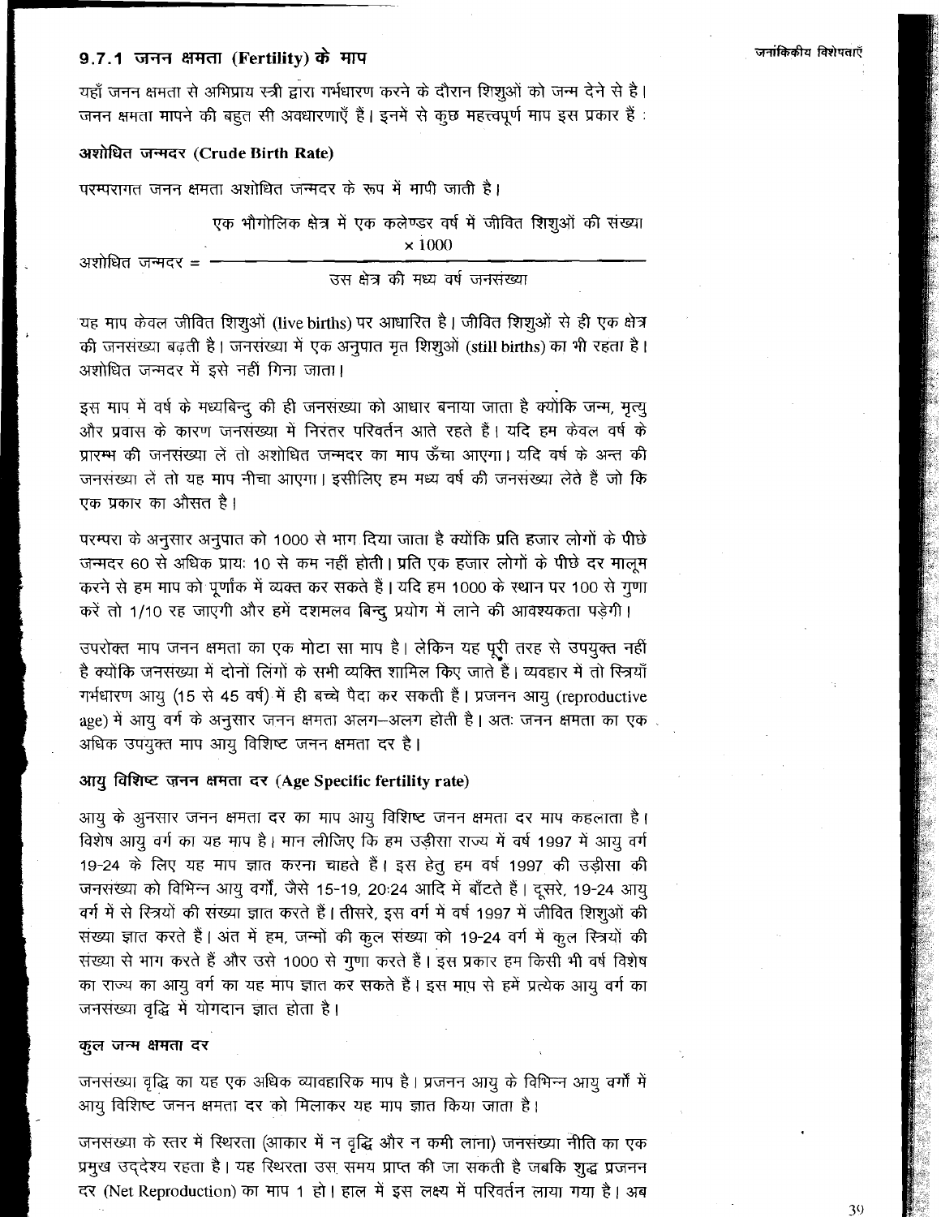### 9.7.1 जनन क्षमता (Fertility) के माप

यहाँ जनन क्षमता से अभिप्राय स्त्री द्वारा गर्भधारण करने के दौरान शिशुओं को जन्म देने से है। जनन क्षमता मापने की बहुत सी अवधारणाएँ है। इनमें से कुछ महत्त्वपूर्ण माप इस प्रकार हैं :

**अशोधित जन्मदर (Crude Birth Rate)**

परम्परागत जनन क्षमता अशोधित जन्मदर के रूप में मापी जाती है।

$$\text{अशोधित जन्मदर} = \frac{\text{एक भौगोलिक क्षेत्र में एक कलेण्डर वर्ष में जीवित शिशुओं की संख्या} \times 1000}{\text{उस क्षेत्र की मध्य वर्ष जनसंख्या}}$$

यह माप केवल जीवित शिशुओं (live births) पर आधारित है। जीवित शिशुओं से ही एक क्षेत्र की जनसंख्या बढ़ती है। जनसंख्या में एक अनुपात मृत शिशुओं (still births) का भी रहता है। अशोधित जन्मदर में इसे नहीं गिना जाता।

इस माप में वर्ष के मध्यबिन्दु की ही जनसंख्या को आधार बनाया जाता है क्योंकि जन्म, मृत्यु और प्रवास के कारण जनसंख्या में निरंतर परिवर्तन आते रहते हैं। यदि हम केवल वर्ष के प्रारम्भ की जनसंख्या लें तो अशोधित जन्मदर का माप ऊँचा आएगा। यदि वर्ष के अन्त की जनसंख्या लें तो यह माप नीचा आएगा। इसीलिए हम मध्य वर्ष की जनसंख्या लेते हैं जो कि एक प्रकार का औसत है।

परम्परा के अनुसार अनुपात को 1000 से भाग दिया जाता है क्योंकि प्रति हजार लोगों के पीछे जन्मदर 60 से अधिक प्रायः 10 से कम नहीं होती। प्रति एक हजार लोगों के पीछे दर मालूम करने से हम माप को पूर्णांक में व्यक्त कर सकते है। यदि हम 1000 के स्थान पर 100 से गुणा करें तो 1/10 रह जाएगी और हमें दशमलव बिन्दु प्रयोग में लाने की आवश्यकता पड़ेगी।

उपरोक्त माप जनन क्षमता का एक मोटा सा माप है। लेकिन यह पूरी तरह से उपयुक्त नहीं है क्योंकि जनसंख्या में दोनों लिंगों के सभी व्यक्ति शामिल किए जाते हैं। व्यवहार में तो स्त्रियाँ गर्भधारण आयु (15 से 45 वर्ष) में ही बच्चे पैदा कर सकती हैं। प्रजनन आयु (reproductive age) में आयु वर्ग के अनुसार जनन क्षमता अलग–अलग होती है। अतः जनन क्षमता का एक अधिक उपयुक्त माप आयु विशिष्ट जनन क्षमता दर है।

**आयु विशिष्ट जनन क्षमता दर (Age Specific fertility rate)**

आयु के अुनसार जनन क्षमता दर का माप आयु विशिष्ट जनन क्षमता दर माप कहलाता है। विशेष आयु वर्ग का यह माप है। मान लीजिए कि हम उड़ीसा राज्य में वर्ष 1997 में आयु वर्ग 19-24 के लिए यह माप ज्ञात करना चाहते हैं। इस हेतु हम वर्ष 1997 की उड़ीसा की जनसंख्या को विभिन्न आयु वर्गों, जैसे 15-19, 20-24 आदि में बाँटते हैं। दूसरे, 19-24 आयु वर्ग में से स्त्रियों की संख्या ज्ञात करते हैं। तीसरे, इस वर्ग में वर्ष 1997 में जीवित शिशुओं की संख्या ज्ञात करते हैं। अंत में हम, जन्मों की कुल संख्या को 19-24 वर्ग में कुल स्त्रियों की संख्या से भाग करते हैं और उसे 1000 से गुणा करते हैं। इस प्रकार हम किसी भी वर्ष विशेष का राज्य का आयु वर्ग का यह माप ज्ञात कर सकते है। इस माप से हमें प्रत्येक आयु वर्ग का जनसंख्या वृद्धि में योगदान ज्ञात होता है।

**कुल जन्म क्षमता दर**

जनसंख्या वृद्धि का यह एक अधिक व्यावहारिक माप है। प्रजनन आयु के विभिन्न आयु वर्गों में आयु विशिष्ट जनन क्षमता दर को मिलाकर यह माप ज्ञात किया जाता है।

जनसंख्या के स्तर में स्थिरता (आकार में न वृद्धि और न कमी लाना) जनसंख्या नीति का एक प्रमुख उद्देश्य रहता है। यह स्थिरता उस समय प्राप्त की जा सकती है जबकि शुद्ध प्रजनन दर (Net Reproduction) का माप 1 हो। हाल में इस लक्ष्य में परिवर्तन लाया गया है। अब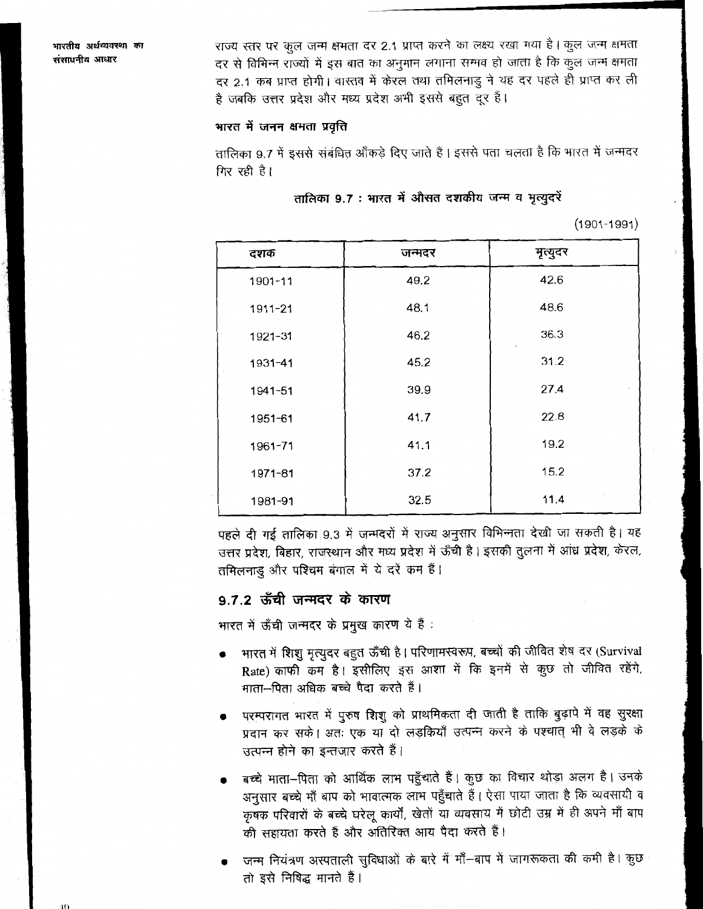राज्य स्तर पर कुल जन्म क्षमता दर 2.1 प्राप्त करने का लक्ष्य रखा गया है। कुल जन्म क्षमता दर से विभिन्न राज्यों में इस बात का अनुमान लगाना सम्भव हो जाता है कि कुल जन्म क्षमता दर 2.1 कब प्राप्त होगी। वास्तव में केरल तथा तमिलनाडु ने यह दर पहले ही प्राप्त कर ली है जबकि उत्तर प्रदेश और मध्य प्रदेश अभी इससे बहुत दूर हैं।

**भारत में जनन क्षमता प्रवृत्ति**

तालिका 9.7 में इससे संबंधित आँकड़े दिए जाते हैं। इससे पता चलता है कि भारत में जन्मदर गिर रही है।

**तालिका 9.7 : भारत में औसत दशकीय जन्म व मृत्युदरें**

(1901-1991)

| दशक | जन्मदर | मृत्युदर |
|---|---|---|
| 1901-11 | 49.2 | 42.6 |
| 1911-21 | 48.1 | 48.6 |
| 1921-31 | 46.2 | 36.3 |
| 1931-41 | 45.2 | 31.2 |
| 1941-51 | 39.9 | 27.4 |
| 1951-61 | 41.7 | 22.8 |
| 1961-71 | 41.1 | 19.2 |
| 1971-81 | 37.2 | 15.2 |
| 1981-91 | 32.5 | 11.4 |

पहले दी गई तालिका 9.3 में जन्मदरों में राज्य अनुसार विभिन्नता देखी जा सकती है। यह उत्तर प्रदेश, बिहार, राजस्थान और मध्य प्रदेश में ऊँची है। इसकी तुलना में आंध्र प्रदेश, केरल, तमिलनाडु और पश्चिम बंगाल में ये दरें कम हैं।

## 9.7.2 ऊँची जन्मदर के कारण

भारत में ऊँची जन्मदर के प्रमुख कारण ये हैं :

- भारत में शिशु मृत्युदर बहुत ऊँची है। परिणामस्वरूप, बच्चों की जीवित शेष दर (Survival Rate) काफी कम है। इसीलिए इस आशा में कि इनमें से कुछ तो जीवित रहेंगे, माता–पिता अधिक बच्चे पैदा करते हैं।
- परम्परागत भारत में पुरुष शिशु को प्राथमिकता दी जाती है ताकि बुढ़ापे में वह सुरक्षा प्रदान कर सके। अतः एक या दो लड़कियाँ उत्पन्न करने के पश्चात् भी वे लड़के के उत्पन्न होने का इन्तजार करते हैं।
- बच्चे माता–पिता को आर्थिक लाभ पहुँचाते हैं। कुछ का विचार थोड़ा अलग है। उनके अनुसार बच्चे माँ बाप को भावात्मक लाभ पहुँचाते हैं। ऐसा पाया जाता है कि व्यवसायी व कृषक परिवारों के बच्चे घरेलू कार्यों, खेतों या व्यवसाय में छोटी उम्र में ही अपने माँ बाप की सहायता करते हैं और अतिरिक्त आय पैदा करते हैं।
- जन्म नियंत्रण अस्पताली सुविधाओं के बारे में माँ–बाप में जागरूकता की कमी है। कुछ तो इसे निषिद्ध मानते हैं।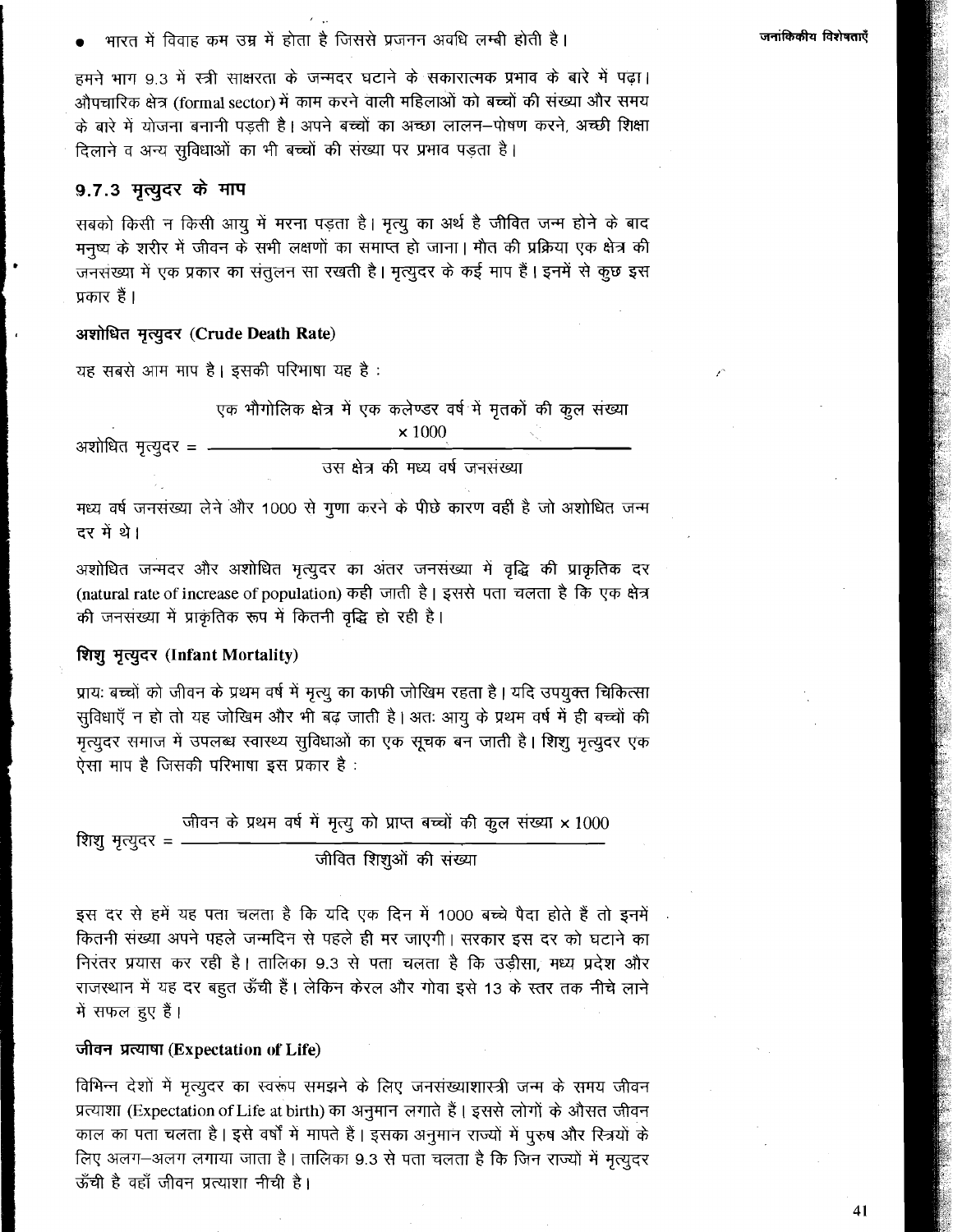- भारत में विवाह कम उम्र में होता है जिससे प्रजनन अवधि लम्बी होती है।

हमने भाग 9.3 में स्त्री साक्षरता के जन्मदर घटाने के सकारात्मक प्रभाव के बारे में पढ़ा। औपचारिक क्षेत्र (formal sector) में काम करने वाली महिलाओं को बच्चों की संख्या और समय के बारे में योजना बनानी पड़ती है। अपने बच्चों का अच्छा लालन–पोषण करने, अच्छी शिक्षा दिलाने व अन्य सुविधाओं का भी बच्चों की संख्या पर प्रभाव पड़ता है।

### 9.7.3 मृत्युदर के माप

सबको किसी न किसी आयु में मरना पड़ता है। मृत्यु का अर्थ है जीवित जन्म होने के बाद मनुष्य के शरीर में जीवन के सभी लक्षणों का समाप्त हो जाना। मौत की प्रक्रिया एक क्षेत्र की जनसंख्या में एक प्रकार का संतुलन सा रखती है। मृत्युदर के कई माप हैं। इनमें से कुछ इस प्रकार हैं।

**अशोधित मृत्युदर (Crude Death Rate)**

यह सबसे आम माप है। इसकी परिभाषा यह है :

$$\text{अशोधित मृत्युदर} = \frac{\text{एक भौगोलिक क्षेत्र में एक कलेण्डर वर्ष में मृतकों की कुल संख्या} \times 1000}{\text{उस क्षेत्र की मध्य वर्ष जनसंख्या}}$$

मध्य वर्ष जनसंख्या लेने और 1000 से गुणा करने के पीछे कारण वही है जो अशोधित जन्म दर में थे।

अशोधित जन्मदर और अशोधित मृत्युदर का अंतर जनसंख्या में वृद्धि की प्राकृतिक दर (natural rate of increase of population) कही जाती है। इससे पता चलता है कि एक क्षेत्र की जनसंख्या में प्राकृतिक रूप में कितनी वृद्धि हो रही है।

**शिशु मृत्युदर (Infant Mortality)**

प्रायः बच्चों को जीवन के प्रथम वर्ष में मृत्यु का काफी जोखिम रहता है। यदि उपयुक्त चिकित्सा सुविधाएँ न हो तो यह जोखिम और भी बढ़ जाती है। अतः आयु के प्रथम वर्ष में ही बच्चों की मृत्युदर समाज में उपलब्ध स्वास्थ्य सुविधाओं का एक सूचक बन जाती है। शिशु मृत्युदर एक ऐसा माप है जिसकी परिभाषा इस प्रकार है :

$$\text{शिशु मृत्युदर} = \frac{\text{जीवन के प्रथम वर्ष में मृत्यु को प्राप्त बच्चों की कुल संख्या} \times 1000}{\text{जीवित शिशुओं की संख्या}}$$

इस दर से हमें यह पता चलता है कि यदि एक दिन में 1000 बच्चे पैदा होते हैं तो इनमें कितनी संख्या अपने पहले जन्मदिन से पहले ही मर जाएगी। सरकार इस दर को घटाने का निरंतर प्रयास कर रही है। तालिका 9.3 से पता चलता है कि उड़ीसा, मध्य प्रदेश और राजस्थान में यह दर बहुत ऊँची है। लेकिन केरल और गोवा इसे 13 के स्तर तक नीचे लाने में सफल हुए हैं।

**जीवन प्रत्याशा (Expectation of Life)**

विभिन्न देशों में मृत्युदर का स्वरूप समझने के लिए जनसंख्याशास्त्री जन्म के समय जीवन प्रत्याशा (Expectation of Life at birth) का अनुमान लगाते हैं। इससे लोगों के औसत जीवन काल का पता चलता है। इसे वर्षों में मापते हैं। इसका अनुमान राज्यों में पुरुष और स्त्रियों के लिए अलग–अलग लगाया जाता है। तालिका 9.3 से पता चलता है कि जिन राज्यों में मृत्युदर ऊँची है वहाँ जीवन प्रत्याशा नीची है।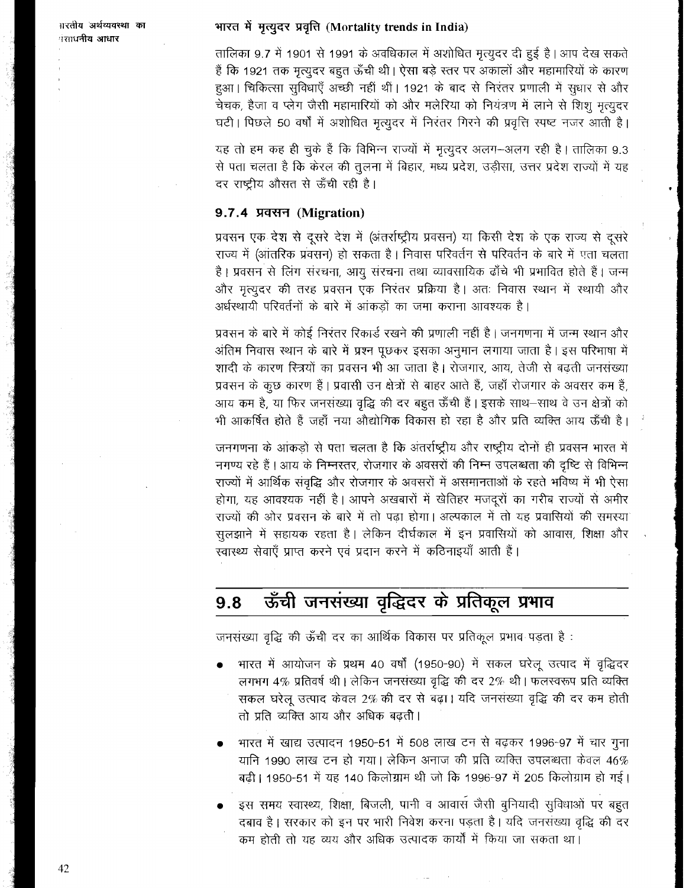### भारत में मृत्युदर प्रवृत्ति (Mortality trends in India)

तालिका 9.7 में 1901 से 1991 के अवधिकाल में अशोधित मृत्युदर दी हुई है। आप देख सकते हैं कि 1921 तक मृत्युदर बहुत ऊँची थी। ऐसा बड़े स्तर पर अकालों और महामारियों के कारण हुआ। चिकित्सा सुविधाएँ अच्छी नहीं थीं। 1921 के बाद से निरंतर प्रणाली में सुधार से और चेचक, हैजा व प्लेग जैसी महामारियों को और मलेरिया को नियंत्रण में लाने से शिशु मृत्युदर घटी। पिछले 50 वर्षों में अशोधित मृत्युदर में निरंतर गिरने की प्रवृत्ति स्पष्ट नजर आती है।

यह तो हम कह ही चुके हैं कि विभिन्न राज्यों में मृत्युदर अलग-अलग रही है। तालिका 9.3 से पता चलता है कि केरल की तुलना में बिहार, मध्य प्रदेश, उड़ीसा, उत्तर प्रदेश राज्यों में यह दर राष्ट्रीय औसत से ऊँची रही है।

### 9.7.4 प्रवसन (Migration)

प्रवसन एक देश से दूसरे देश में (अंतर्राष्ट्रीय प्रवसन) या किसी देश के एक राज्य से दूसरे राज्य में (आंतरिक प्रवसन) हो सकता है। निवास परिवर्तन से परिवर्तन के बारे में पता चलता है। प्रवसन से लिंग संरचना, आयु संरचना तथा व्यावसायिक ढाँचे भी प्रभावित होते हैं। जन्म और मृत्युदर की तरह प्रवसन एक निरंतर प्रक्रिया है। अतः निवास स्थान में स्थायी और अर्धस्थायी परिवर्तनों के बारे में आंकड़ों का जमा कराना आवश्यक है।

प्रवसन के बारे में कोई निरंतर रिकार्ड रखने की प्रणाली नहीं है। जनगणना में जन्म स्थान और अंतिम निवास स्थान के बारे में प्रश्न पूछकर इसका अनुमान लगाया जाता है। इस परिभाषा में शादी के कारण स्त्रियों का प्रवसन भी आ जाता है। रोजगार, आय, तेजी से बढ़ती जनसंख्या प्रवसन के कुछ कारण हैं। प्रवासी उन क्षेत्रों से बाहर आते हैं, जहाँ रोजगार के अवसर कम हैं, आय कम है, या फिर जनसंख्या वृद्धि की दर बहुत ऊँची हैं। इसके साथ-साथ वे उन क्षेत्रों को भी आकर्षित होते है जहाँ नया औद्योगिक विकास हो रहा है और प्रति व्यक्ति आय ऊँची है।

जनगणना के आंकड़ों से पता चलता है कि अंतर्राष्ट्रीय और राष्ट्रीय दोनों ही प्रवसन भारत में नगण्य रहे हैं। आय के निम्नस्तर, रोजगार के अवसरों की निम्न उपलब्धता की दृष्टि से विभिन्न राज्यों में आर्थिक संवृद्धि और रोजगार के अवसरों में असमानताओं के रहते भविष्य में भी ऐसा होगा, यह आवश्यक नहीं है। आपने अखबारों में खेतिहर मजदूरों का गरीब राज्यों से अमीर राज्यों की ओर प्रवसन के बारे में तो पढ़ा होगा। अल्पकाल में तो यह प्रवासियों की समस्या सुलझाने में सहायक रहता है। लेकिन दीर्घकाल में इन प्रवासियों को आवास, शिक्षा और स्वास्थ्य सेवाएँ प्राप्त करने एवं प्रदान करने में कठिनाइयाँ आती हैं।

## 9.8 ऊँची जनसंख्या वृद्धिदर के प्रतिकूल प्रभाव

जनसंख्या वृद्धि की ऊँची दर का आर्थिक विकास पर प्रतिकूल प्रभाव पड़ता है :

- भारत में आयोजन के प्रथम 40 वर्षों (1950-90) में सकल घरेलू उत्पाद में वृद्धिदर लगभग 4% प्रतिवर्ष थी। लेकिन जनसंख्या वृद्धि की दर 2% थी। फलस्वरूप प्रति व्यक्ति सकल घरेलू उत्पाद केवल 2% की दर से बढ़ा। यदि जनसंख्या वृद्धि की दर कम होती तो प्रति व्यक्ति आय और अधिक बढ़ती।
- भारत में खाद्य उत्पादन 1950-51 में 508 लाख टन से बढ़कर 1996-97 में चार गुना यानि 1990 लाख टन हो गया। लेकिन अनाज की प्रति व्यक्ति उपलब्धता केवल 46% बढ़ी। 1950-51 में यह 140 किलोग्राम थी जो कि 1996-97 में 205 किलोग्राम हो गई।
- इस समय स्वास्थ्य, शिक्षा, बिजली, पानी व आवास जैसी बुनियादी सुविधाओं पर बहुत दबाव है। सरकार को इन पर भारी निवेश करना पड़ता है। यदि जनसंख्या वृद्धि की दर कम होती तो यह व्यय और अधिक उत्पादक कार्यों में किया जा सकता था।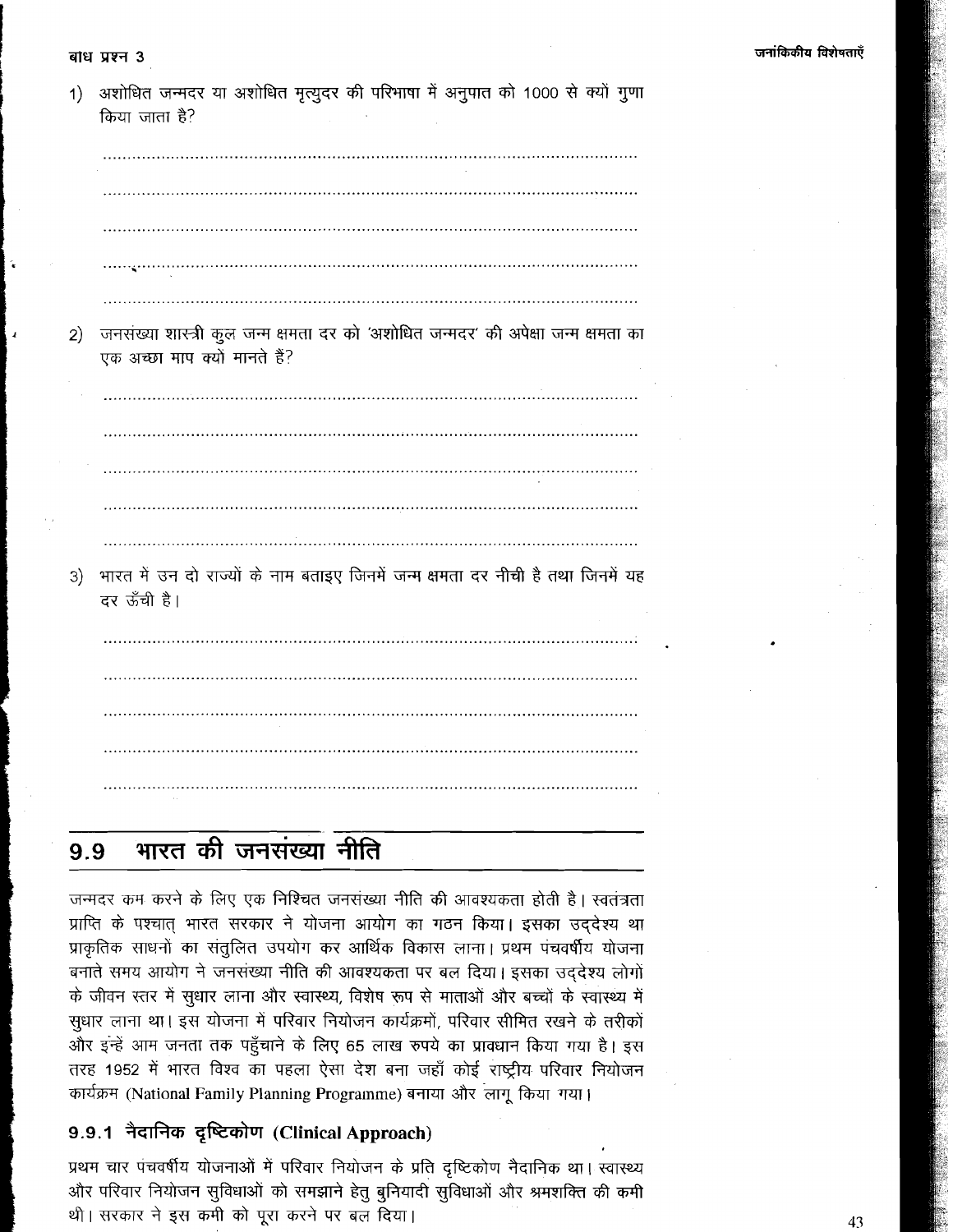## बोध प्रश्न 3

1) अशोधित जन्मदर या अशोधित मृत्युदर की परिभाषा में अनुपात को 1000 से क्यों गुणा किया जाता है?

......................................................................................................

......................................................................................................

......................................................................................................

......................................................................................................

......................................................................................................

2) जनसंख्या शास्त्री कुल जन्म क्षमता दर को 'अशोधित जन्मदर' की अपेक्षा जन्म क्षमता का एक अच्छा माप क्यों मानते हैं?

......................................................................................................

......................................................................................................

......................................................................................................

......................................................................................................

......................................................................................................

3) भारत में उन दो राज्यों के नाम बताइए जिनमें जन्म क्षमता दर नीची है तथा जिनमें यह दर ऊँची है।

......................................................................................................

......................................................................................................

......................................................................................................

......................................................................................................

......................................................................................................

## 9.9 भारत की जनसंख्या नीति

जन्मदर कम करने के लिए एक निश्चित जनसंख्या नीति की आवश्यकता होती है। स्वतंत्रता प्राप्ति के पश्चात् भारत सरकार ने योजना आयोग का गठन किया। इसका उद्देश्य था प्राकृतिक साधनों का संतुलित उपयोग कर आर्थिक विकास लाना। प्रथम पंचवर्षीय योजना बनाते समय आयोग ने जनसंख्या नीति की आवश्यकता पर बल दिया। इसका उद्देश्य लोगों के जीवन स्तर में सुधार लाना और स्वास्थ्य, विशेष रूप से माताओं और बच्चों के स्वास्थ्य में सुधार लाना था। इस योजना में परिवार नियोजन कार्यक्रमों, परिवार सीमित रखने के तरीकों और इन्हें आम जनता तक पहुँचाने के लिए 65 लाख रुपये का प्रावधान किया गया है। इस तरह 1952 में भारत विश्व का पहला ऐसा देश बना जहाँ कोई राष्ट्रीय परिवार नियोजन कार्यक्रम (National Family Planning Programme) बनाया और लागू किया गया।

### 9.9.1 नैदानिक दृष्टिकोण (Clinical Approach)

प्रथम चार पंचवर्षीय योजनाओं में परिवार नियोजन के प्रति दृष्टिकोण नैदानिक था। स्वास्थ्य और परिवार नियोजन सुविधाओं को समझाने हेतु बुनियादी सुविधाओं और श्रमशक्ति की कमी थी। सरकार ने इस कमी को पूरा करने पर बल दिया।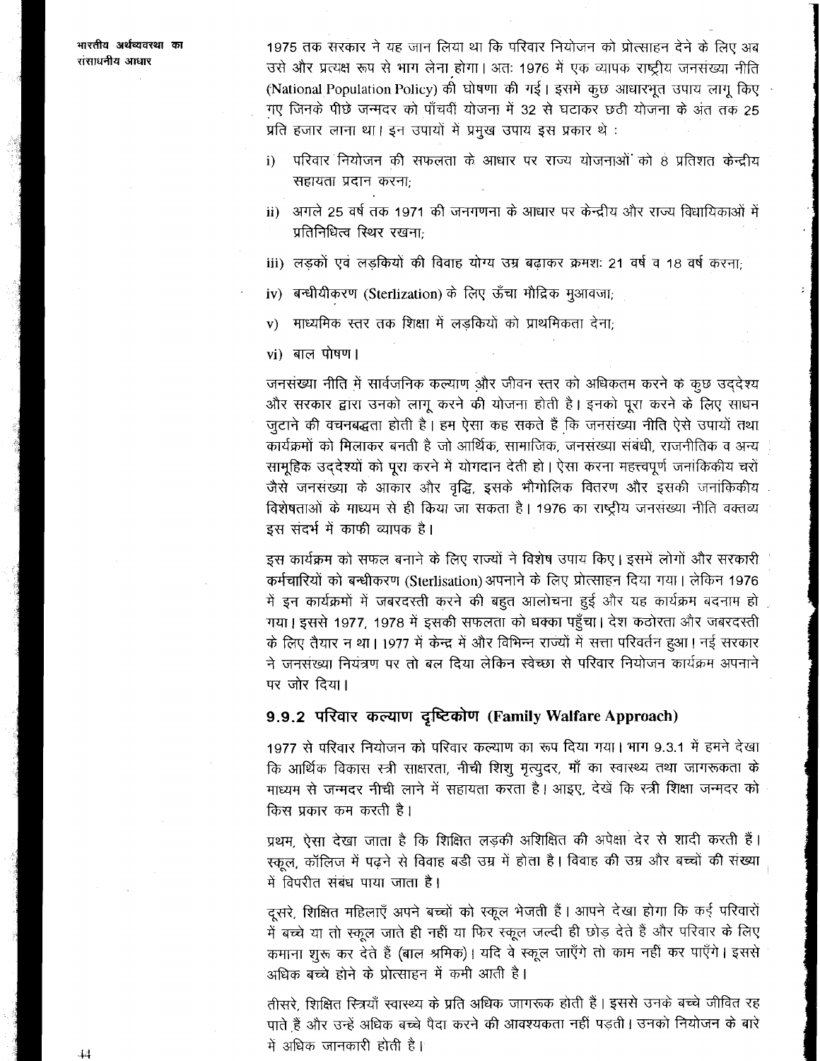1975 तक सरकार ने यह जान लिया था कि परिवार नियोजन को प्रोत्साहन देने के लिए अब उसे और प्रत्यक्ष रूप से भाग लेना होगा। अतः 1976 में एक व्यापक राष्ट्रीय जनसंख्या नीति (National Population Policy) की घोषणा की गई। इसमें कुछ आधारभूत उपाय लागू किए गए जिनके पीछे जन्मदर को पाँचवी योजना में 32 से घटाकर छठी योजना के अंत तक 25 प्रति हजार लाना था। इन उपायों में प्रमुख उपाय इस प्रकार थे :

i) परिवार नियोजन की सफलता के आधार पर राज्य योजनाओं को 8 प्रतिशत केन्द्रीय सहायता प्रदान करना;

ii) अगले 25 वर्ष तक 1971 की जनगणना के आधार पर केन्द्रीय और राज्य विधायिकाओं में प्रतिनिधित्व स्थिर रखना;

iii) लड़कों एवं लड़कियों की विवाह योग्य उम्र बढ़ाकर क्रमशः 21 वर्ष व 18 वर्ष करना;

iv) बन्धीयीकरण (Sterlization) के लिए ऊँचा मौद्रिक मुआवजा;

v) माध्यमिक स्तर तक शिक्षा में लड़कियों को प्राथमिकता देना;

vi) बाल पोषण।

जनसंख्या नीति में सार्वजनिक कल्याण और जीवन स्तर को अधिकतम करने के कुछ उद्देश्य और सरकार द्वारा उनको लागू करने की योजना होती है। इनको पूरा करने के लिए साधन जुटाने की वचनबद्धता होती है। हम ऐसा कह सकते हैं कि जनसंख्या नीति ऐसे उपायों तथा कार्यक्रमों को मिलाकर बनती है जो आर्थिक, सामाजिक, जनसंख्या संबंधी, राजनीतिक व अन्य सामूहिक उद्देश्यों को पूरा करने में योगदान देती हो। ऐसा करना महत्त्वपूर्ण जनांकिकीय चरों जैसे जनसंख्या के आकार और वृद्धि, इसके भौगोलिक वितरण और इसकी जनांकिकीय विशेषताओं के माध्यम से ही किया जा सकता है। 1976 का राष्ट्रीय जनसंख्या नीति वक्तव्य इस संदर्भ में काफी व्यापक है।

इस कार्यक्रम को सफल बनाने के लिए राज्यों ने विशेष उपाय किए। इसमें लोगों और सरकारी कर्मचारियों को बन्धीकरण (Sterlisation) अपनाने के लिए प्रोत्साहन दिया गया। लेकिन 1976 में इन कार्यक्रमों में जबरदस्ती करने की बहुत आलोचना हुई और यह कार्यक्रम बदनाम हो गया। इससे 1977, 1978 में इसकी सफलता को धक्का पहुँचा। देश कठोरता और जबरदस्ती के लिए तैयार न था। 1977 में केन्द्र में और विभिन्न राज्यों में सत्ता परिवर्तन हुआ। नई सरकार ने जनसंख्या नियंत्रण पर तो बल दिया लेकिन स्वेच्छा से परिवार नियोजन कार्यक्रम अपनाने पर जोर दिया।

### 9.9.2 परिवार कल्याण दृष्टिकोण (Family Walfare Approach)

1977 से परिवार नियोजन को परिवार कल्याण का रूप दिया गया। भाग 9.3.1 में हमने देखा कि आर्थिक विकास स्त्री साक्षरता, नीची शिशु मृत्युदर, माँ का स्वास्थ्य तथा जागरूकता के माध्यम से जन्मदर नीची लाने में सहायता करता है। आइए, देखें कि स्त्री शिक्षा जन्मदर को किस प्रकार कम करती है।

प्रथम, ऐसा देखा जाता है कि शिक्षित लड़की अशिक्षित की अपेक्षा देर से शादी करती हैं। स्कूल, कॉलिज में पढ़ने से विवाह बड़ी उम्र में होता है। विवाह की उम्र और बच्चों की संख्या में विपरीत संबंध पाया जाता है।

दूसरे, शिक्षित महिलाएँ अपने बच्चों को स्कूल भेजती हैं। आपने देखा होगा कि कई परिवारों में बच्चे या तो स्कूल जाते ही नहीं या फिर स्कूल जल्दी ही छोड़ देते हैं और परिवार के लिए कमाना शुरू कर देते हैं (बाल श्रमिक)। यदि वे स्कूल जाएँगे तो काम नहीं कर पाएँगे। इससे अधिक बच्चे होने के प्रोत्साहन में कमी आती है।

तीसरे, शिक्षित स्त्रियाँ स्वास्थ्य के प्रति अधिक जागरूक होती हैं। इससे उनके बच्चे जीवित रह पाते हैं और उन्हें अधिक बच्चे पैदा करने की आवश्यकता नहीं पड़ती। उनको नियोजन के बारे में अधिक जानकारी होती है।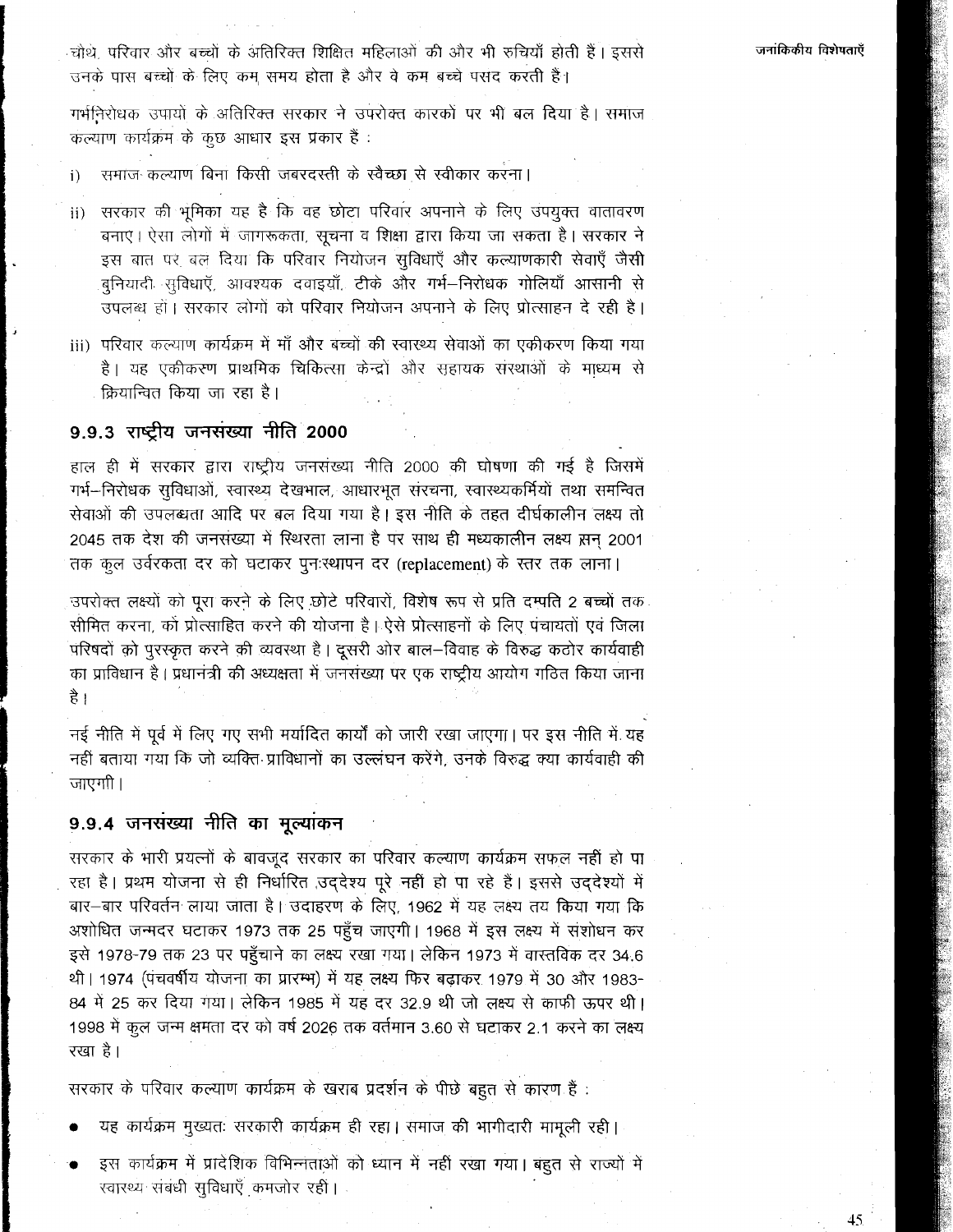चौथे, परिवार और बच्चों के अतिरिक्त शिक्षित महिलाओं की ओर भी रुचियाँ होती हैं। इससे उनके पास बच्चों के लिए कम समय होता है और वे कम बच्चे पसंद करती हैं।

गर्भनिरोधक उपायों के अतिरिक्त सरकार ने उपरोक्त कारकों पर भी बल दिया है। समाज कल्याण कार्यक्रम के कुछ आधार इस प्रकार हैं :

i) समाज कल्याण बिना किसी जबरदस्ती के स्वैच्छा से स्वीकार करना।

ii) सरकार की भूमिका यह है कि वह छोटा परिवार अपनाने के लिए उपयुक्त वातावरण बनाए। ऐसा लोगों में जागरूकता, सूचना व शिक्षा द्वारा किया जा सकता है। सरकार ने इस बात पर बल दिया कि परिवार नियोजन सुविधाएँ और कल्याणकारी सेवाएँ जैसी बुनियादी सुविधाएँ, आवश्यक दवाइयाँ, टीके और गर्भ–निरोधक गोलियाँ आसानी से उपलब्ध हों। सरकार लोगों को परिवार नियोजन अपनाने के लिए प्रोत्साहन दे रही है।

iii) परिवार कल्याण कार्यक्रम में माँ और बच्चों की स्वास्थ्य सेवाओं का एकीकरण किया गया है। यह एकीकरण प्राथमिक चिकित्सा केन्द्रों और सहायक संस्थाओं के माध्यम से क्रियान्वित किया जा रहा है।

### 9.9.3 राष्ट्रीय जनसंख्या नीति 2000

हाल ही में सरकार द्वारा राष्ट्रीय जनसंख्या नीति 2000 की घोषणा की गई है जिसमें गर्भ–निरोधक सुविधाओं, स्वास्थ्य देखभाल, आधारभूत संरचना, स्वास्थ्यकर्मियों तथा समन्वित सेवाओं की उपलब्धता आदि पर बल दिया गया है। इस नीति के तहत दीर्घकालीन लक्ष्य तो 2045 तक देश की जनसंख्या में स्थिरता लाना है पर साथ ही मध्यकालीन लक्ष्य सन् 2001 तक कुल उर्वरकता दर को घटाकर पुनःस्थापन दर (replacement) के स्तर तक लाना।

उपरोक्त लक्ष्यों को पूरा करने के लिए छोटे परिवारों, विशेष रूप से प्रति दम्पति 2 बच्चों तक सीमित करना, को प्रोत्साहित करने की योजना है। ऐसे प्रोत्साहनों के लिए पंचायतों एवं जिला परिषदों को पुरस्कृत करने की व्यवस्था है। दूसरी ओर बाल–विवाह के विरुद्ध कठोर कार्यवाही का प्राविधान है। प्रधानंत्री की अध्यक्षता में जनसंख्या पर एक राष्ट्रीय आयोग गठित किया जाना है।

नई नीति में पूर्व में लिए गए सभी मर्यादित कार्यों को जारी रखा जाएगा। पर इस नीति में यह नहीं बताया गया कि जो व्यक्ति प्राविधानों का उल्लंघन करेंगे, उनके विरुद्ध क्या कार्यवाही की जाएगी।

### 9.9.4 जनसंख्या नीति का मूल्यांकन

सरकार के भारी प्रयत्नों के बावजूद सरकार का परिवार कल्याण कार्यक्रम सफल नहीं हो पा रहा है। प्रथम योजना से ही निर्धारित उद्देश्य पूरे नहीं हो पा रहे हैं। इससे उद्देश्यों में बार–बार परिवर्तन लाया जाता है। उदाहरण के लिए, 1962 में यह लक्ष्य तय किया गया कि अशोधित जन्मदर घटाकर 1973 तक 25 पहुँच जाएगी। 1968 में इस लक्ष्य में संशोधन कर इसे 1978-79 तक 23 पर पहुँचाने का लक्ष्य रखा गया। लेकिन 1973 में वास्तविक दर 34.6 थी। 1974 (पंचवर्षीय योजना का प्रारम्भ) में यह लक्ष्य फिर बढ़ाकर 1979 में 30 और 1983-84 में 25 कर दिया गया। लेकिन 1985 में यह दर 32.9 थी जो लक्ष्य से काफी ऊपर थी। 1998 में कुल जन्म क्षमता दर को वर्ष 2026 तक वर्तमान 3.60 से घटाकर 2.1 करने का लक्ष्य रखा है।

सरकार के परिवार कल्याण कार्यक्रम के खराब प्रदर्शन के पीछे बहुत से कारण हैं :

- यह कार्यक्रम मुख्यतः सरकारी कार्यक्रम ही रहा। समाज की भागीदारी मामूली रही।
- इस कार्यक्रम में प्रादेशिक विभिन्नताओं को ध्यान में नहीं रखा गया। बहुत से राज्यों में स्वास्थ्य संबंधी सुविधाएँ कमजोर रहीं।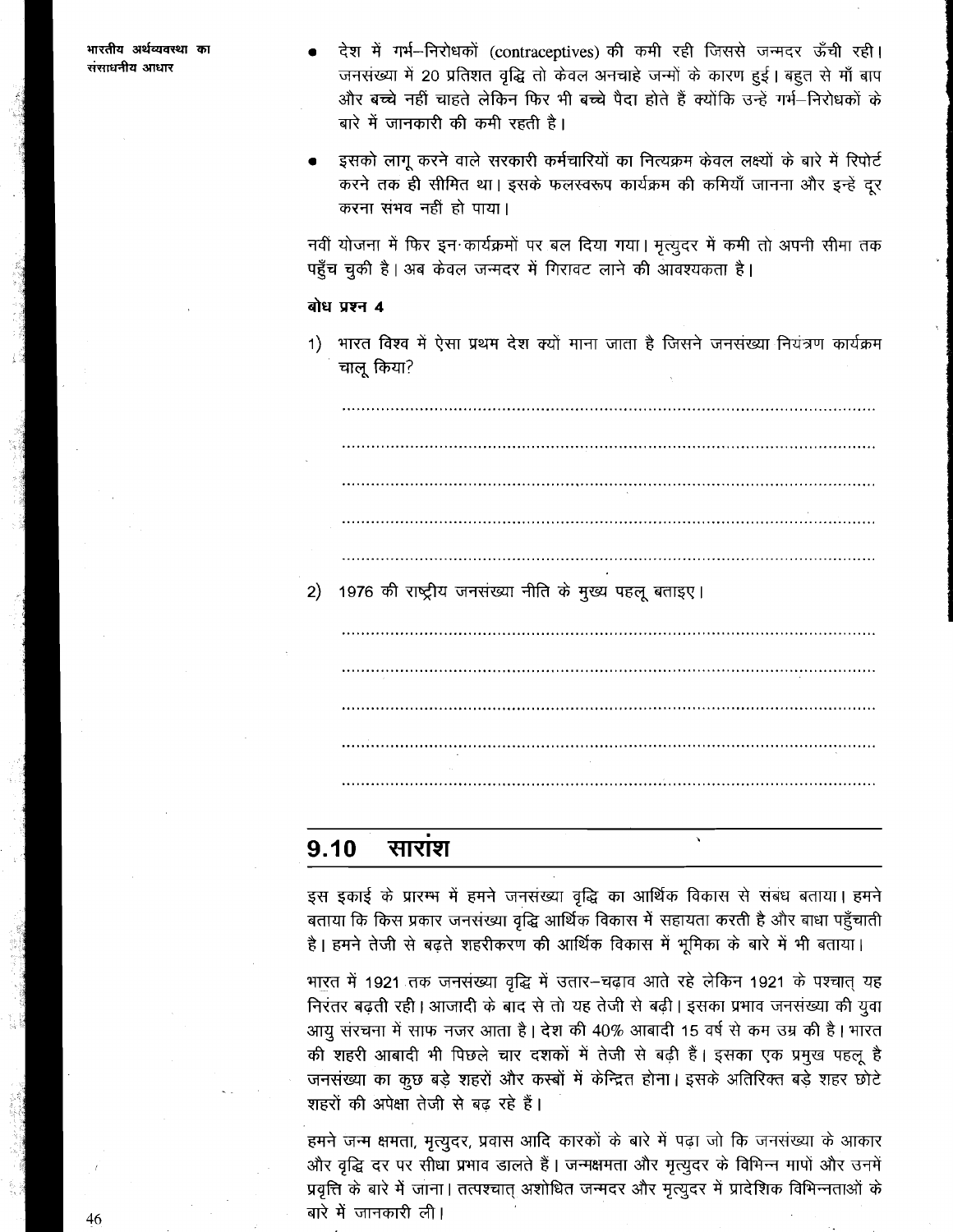- देश में गर्भ–निरोधकों (contraceptives) की कमी रही जिससे जन्मदर ऊँची रही। जनसंख्या में 20 प्रतिशत वृद्धि तो केवल अनचाहे जन्मों के कारण हुई। बहुत से माँ बाप और बच्चे नहीं चाहते लेकिन फिर भी बच्चे पैदा होते हैं क्योंकि उन्हें गर्भ–निरोधकों के बारे में जानकारी की कमी रहती है।

- इसको लागू करने वाले सरकारी कर्मचारियों का नित्यक्रम केवल लक्ष्यों के बारे में रिपोर्ट करने तक ही सीमित था। इसके फलस्वरूप कार्यक्रम की कमियाँ जानना और इन्हें दूर करना संभव नहीं हो पाया।

नवीं योजना में फिर इन कार्यक्रमों पर बल दिया गया। मृत्युदर में कमी तो अपनी सीमा तक पहुँच चुकी है। अब केवल जन्मदर में गिरावट लाने की आवश्यकता है।

**बोध प्रश्न 4**

1) भारत विश्व में ऐसा प्रथम देश क्यों माना जाता है जिसने जनसंख्या नियंत्रण कार्यक्रम चालू किया?

..................................................................................................................

..................................................................................................................

..................................................................................................................

..................................................................................................................

..................................................................................................................

2) 1976 की राष्ट्रीय जनसंख्या नीति के मुख्य पहलू बताइए।

..................................................................................................................

..................................................................................................................

..................................................................................................................

..................................................................................................................

..................................................................................................................

## 9.10 सारांश

इस इकाई के प्रारम्भ में हमने जनसंख्या वृद्धि का आर्थिक विकास से संबंध बताया। हमने बताया कि किस प्रकार जनसंख्या वृद्धि आर्थिक विकास में सहायता करती है और बाधा पहुँचाती है। हमने तेजी से बढ़ते शहरीकरण की आर्थिक विकास में भूमिका के बारे में भी बताया।

भारत में 1921 तक जनसंख्या वृद्धि में उतार–चढ़ाव आते रहे लेकिन 1921 के पश्चात् यह निरंतर बढ़ती रही। आजादी के बाद से तो यह तेजी से बढ़ी। इसका प्रभाव जनसंख्या की युवा आयु संरचना में साफ नजर आता है। देश की 40% आबादी 15 वर्ष से कम उम्र की है। भारत की शहरी आबादी भी पिछले चार दशकों में तेजी से बढ़ी है। इसका एक प्रमुख पहलू है जनसंख्या का कुछ बड़े शहरों और कस्बों में केन्द्रित होना। इसके अतिरिक्त बड़े शहर छोटे शहरों की अपेक्षा तेजी से बढ़ रहे हैं।

हमने जन्म क्षमता, मृत्युदर, प्रवास आदि कारकों के बारे में पढ़ा जो कि जनसंख्या के आकार और वृद्धि दर पर सीधा प्रभाव डालते हैं। जन्मक्षमता और मृत्युदर के विभिन्न मापों और उनमें प्रवृत्ति के बारे में जाना। तत्पश्चात् अशोधित जन्मदर और मृत्युदर में प्रादेशिक विभिन्नताओं के बारे में जानकारी ली।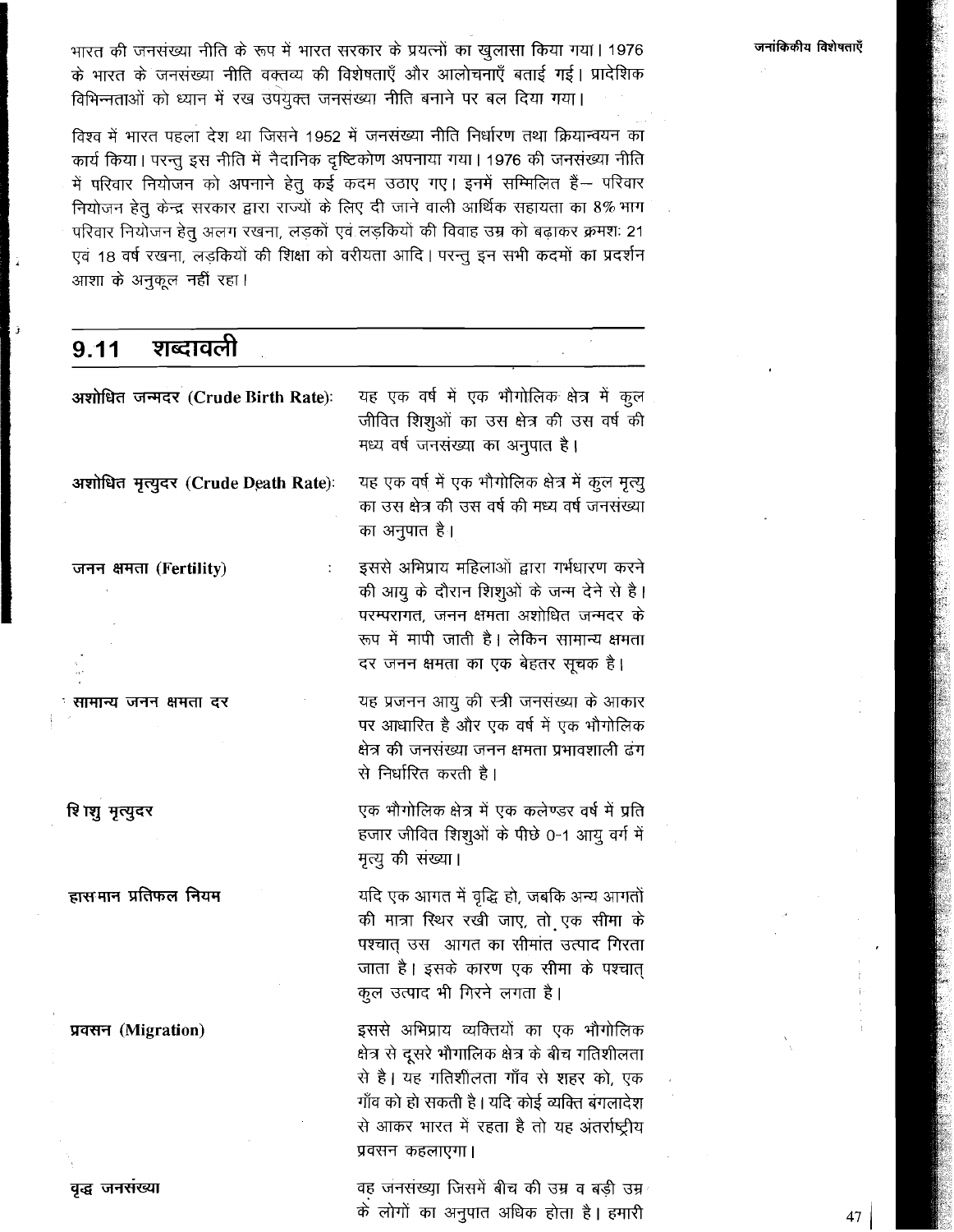भारत की जनसंख्या नीति के रूप में भारत सरकार के प्रयत्नों का खुलासा किया गया। 1976 के भारत के जनसंख्या नीति वक्तव्य की विशेषताएँ और आलोचनाएँ बताई गई। प्रादेशिक विभिन्नताओं को ध्यान में रख उपयुक्त जनसंख्या नीति बनाने पर बल दिया गया।

विश्व में भारत पहला देश था जिसने 1952 में जनसंख्या नीति निर्धारण तथा क्रियान्वयन का कार्य किया। परन्तु इस नीति में नैदानिक दृष्टिकोण अपनाया गया। 1976 की जनसंख्या नीति में परिवार नियोजन को अपनाने हेतु कई कदम उठाए गए। इनमें सम्मिलित हैं– परिवार नियोजन हेतु केन्द्र सरकार द्वारा राज्यों के लिए दी जाने वाली आर्थिक सहायता का 8% भाग परिवार नियोजन हेतु अलग रखना, लड़कों एवं लड़कियों की विवाह उम्र को बढ़ाकर क्रमशः 21 एवं 18 वर्ष रखना, लड़कियों की शिक्षा को वरीयता आदि। परन्तु इन सभी कदमों का प्रदर्शन आशा के अनुकूल नहीं रहा।

## 9.11 शब्दावली

**अशोधित जन्मदर (Crude Birth Rate):** यह एक वर्ष में एक भौगोलिक क्षेत्र में कुल जीवित शिशुओं का उस क्षेत्र की उस वर्ष की मध्य वर्ष जनसंख्या का अनुपात है।

**अशोधित मृत्युदर (Crude Death Rate):** यह एक वर्ष में एक भौगोलिक क्षेत्र में कुल मृत्यु का उस क्षेत्र की उस वर्ष की मध्य वर्ष जनसंख्या का अनुपात है।

**जनन क्षमता (Fertility):** इससे अभिप्राय महिलाओं द्वारा गर्भधारण करने की आयु के दौरान शिशुओं के जन्म देने से है। परम्परागत, जनन क्षमता अशोधित जन्मदर के रूप में मापी जाती है। लेकिन सामान्य क्षमता दर जनन क्षमता का एक बेहतर सूचक है।

**सामान्य जनन क्षमता दर:** यह प्रजनन आयु की स्त्री जनसंख्या के आकार पर आधारित है और एक वर्ष में एक भौगोलिक क्षेत्र की जनसंख्या जनन क्षमता प्रभावशाली ढंग से निर्धारित करती है।

**शिशु मृत्युदर:** एक भौगोलिक क्षेत्र में एक कलेण्डर वर्ष में प्रति हजार जीवित शिशुओं के पीछे 0-1 आयु वर्ग में मृत्यु की संख्या।

**ह्रासमान प्रतिफल नियम:** यदि एक आगत में वृद्धि हो, जबकि अन्य आगतों की मात्रा स्थिर रखी जाए, तो एक सीमा के पश्चात् उस आगत का सीमांत उत्पाद गिरता जाता है। इसके कारण एक सीमा के पश्चात् कुल उत्पाद भी गिरने लगता है।

**प्रवसन (Migration):** इससे अभिप्राय व्यक्तियों का एक भौगोलिक क्षेत्र से दूसरे भौगोलिक क्षेत्र के बीच गतिशीलता से है। यह गतिशीलता गाँव से शहर को, एक गाँव को हो सकती है। यदि कोई व्यक्ति बंगलादेश से आकर भारत में रहता है तो यह अंतर्राष्ट्रीय प्रवसन कहलाएगा।

**वृद्ध जनसंख्या:** वह जनसंख्या जिसमें बीच की उम्र व बड़ी उम्र के लोगों का अनुपात अधिक होता है। हमारी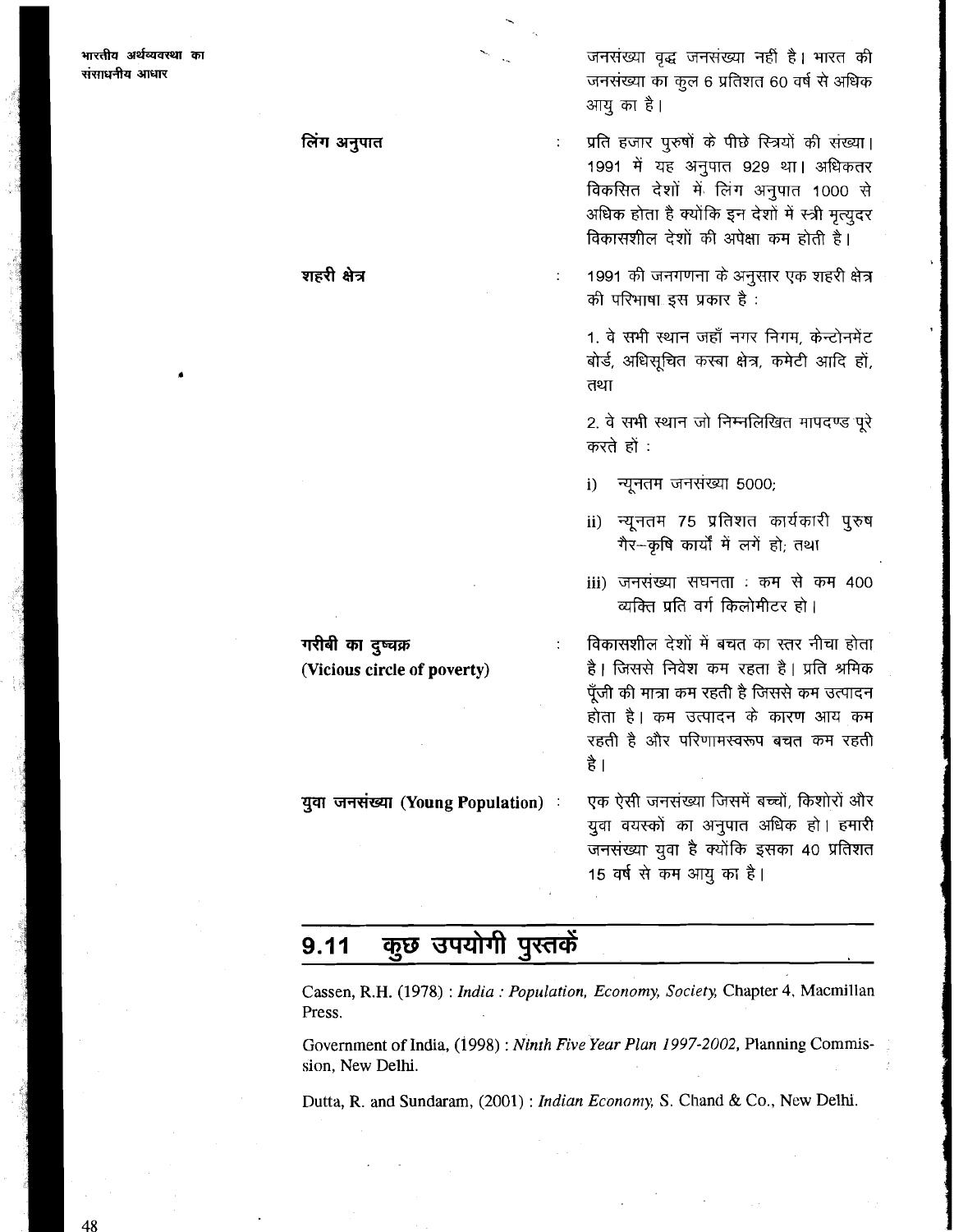जनसंख्या वृद्ध जनसंख्या नहीं है। भारत की जनसंख्या का कुल 6 प्रतिशत 60 वर्ष से अधिक आयु का है।

**लिंग अनुपात** : प्रति हजार पुरुषों के पीछे स्त्रियों की संख्या। 1991 में यह अनुपात 929 था। अधिकतर विकसित देशों में लिंग अनुपात 1000 से अधिक होता है क्योंकि इन देशों में स्त्री मृत्युदर विकासशील देशों की अपेक्षा कम होती है।

**शहरी क्षेत्र** : 1991 की जनगणना के अनुसार एक शहरी क्षेत्र की परिभाषा इस प्रकार है :

1. वे सभी स्थान जहाँ नगर निगम, केन्टोनमेंट बोर्ड, अधिसूचित कस्बा क्षेत्र, कमेटी आदि हों, तथा

2. वे सभी स्थान जो निम्नलिखित मापदण्ड पूरे करते हों :

   i) न्यूनतम जनसंख्या 5000;

   ii) न्यूनतम 75 प्रतिशत कार्यकारी पुरुष गैर–कृषि कार्यों में लगें हो; तथा

   iii) जनसंख्या सघनता : कम से कम 400 व्यक्ति प्रति वर्ग किलोमीटर हो।

**गरीबी का दुष्चक्र (Vicious circle of poverty)** : विकासशील देशों में बचत का स्तर नीचा होता है। जिससे निवेश कम रहता है। प्रति श्रमिक पूँजी की मात्रा कम रहती है जिससे कम उत्पादन होता है। कम उत्पादन के कारण आय कम रहती है और परिणामस्वरूप बचत कम रहती है।

**युवा जनसंख्या (Young Population)** : एक ऐसी जनसंख्या जिसमें बच्चों, किशोरों और युवा वयस्कों का अनुपात अधिक हो। हमारी जनसंख्या युवा है क्योंकि इसका 40 प्रतिशत 15 वर्ष से कम आयु का है।

## 9.11 कुछ उपयोगी पुस्तकें

Cassen, R.H. (1978) : *India : Population, Economy, Society,* Chapter 4, Macmillan Press.

Government of India, (1998) : *Ninth Five Year Plan 1997-2002,* Planning Commission, New Delhi.

Dutta, R. and Sundaram, (2001) : *Indian Economy,* S. Chand & Co., New Delhi.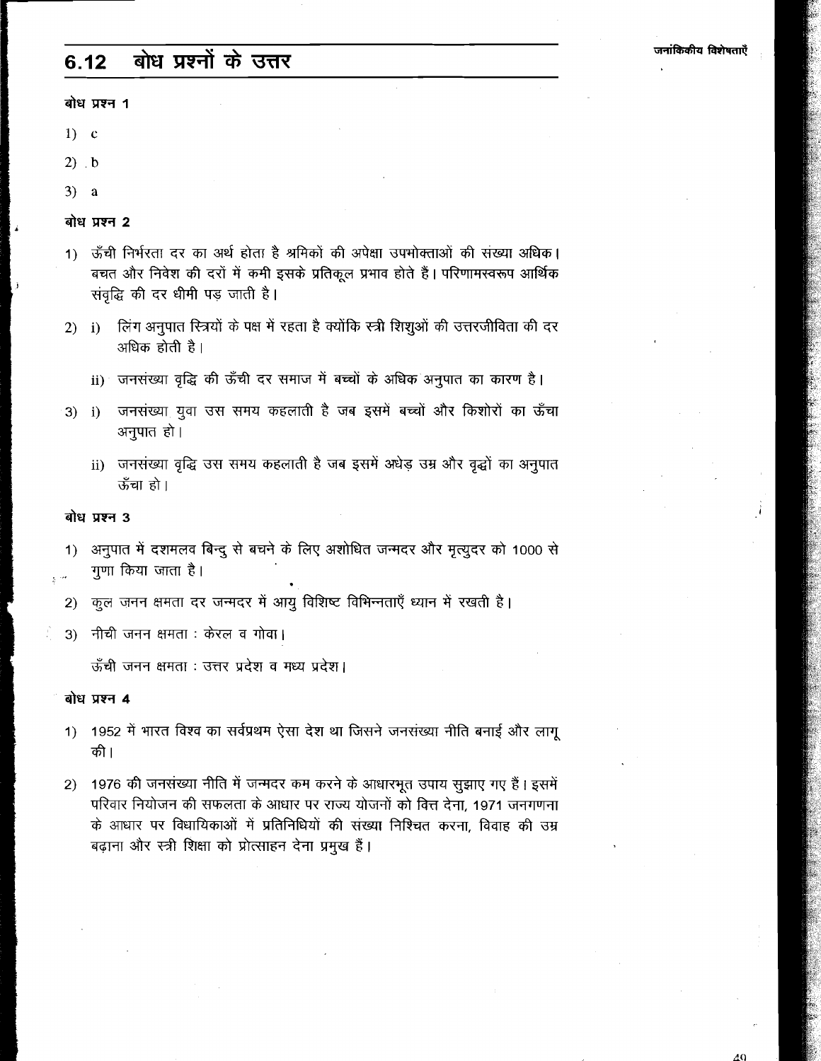## 6.12 बोध प्रश्नों के उत्तर

**बोध प्रश्न 1**

1) c

2) b

3) a

**बोध प्रश्न 2**

1) ऊँची निर्भरता दर का अर्थ होता है श्रमिकों की अपेक्षा उपभोक्ताओं की संख्या अधिक। बचत और निवेश की दरों में कमी इसके प्रतिकूल प्रभाव होते हैं। परिणामस्वरूप आर्थिक संवृद्धि की दर धीमी पड़ जाती है।

2) i) लिंग अनुपात स्त्रियों के पक्ष में रहता है क्योंकि स्त्री शिशुओं की उत्तरजीविता की दर अधिक होती है।

   ii) जनसंख्या वृद्धि की ऊँची दर समाज में बच्चों के अधिक अनुपात का कारण है।

3) i) जनसंख्या युवा उस समय कहलाती है जब इसमें बच्चों और किशोरों का ऊँचा अनुपात हो।

   ii) जनसंख्या वृद्धि उस समय कहलाती है जब इसमें अधेड़ उम्र और वृद्धों का अनुपात ऊँचा हो।

**बोध प्रश्न 3**

1) अनुपात में दशमलव बिन्दु से बचने के लिए अशोधित जन्मदर और मृत्युदर को 1000 से गुणा किया जाता है।

2) कुल जनन क्षमता दर जन्मदर में आयु विशिष्ट विभिन्नताएँ ध्यान में रखती है।

3) नीची जनन क्षमता : केरल व गोवा।

   ऊँची जनन क्षमता : उत्तर प्रदेश व मध्य प्रदेश।

**बोध प्रश्न 4**

1) 1952 में भारत विश्व का सर्वप्रथम ऐसा देश था जिसने जनसंख्या नीति बनाई और लागू की।

2) 1976 की जनसंख्या नीति में जन्मदर कम करने के आधारभूत उपाय सुझाए गए हैं। इसमें परिवार नियोजन की सफलता के आधार पर राज्य योजनों को वित्त देना, 1971 जनगणना के आधार पर विधायिकाओं में प्रतिनिधियों की संख्या निश्चित करना, विवाह की उम्र बढ़ाना और स्त्री शिक्षा को प्रोत्साहन देना प्रमुख हैं।